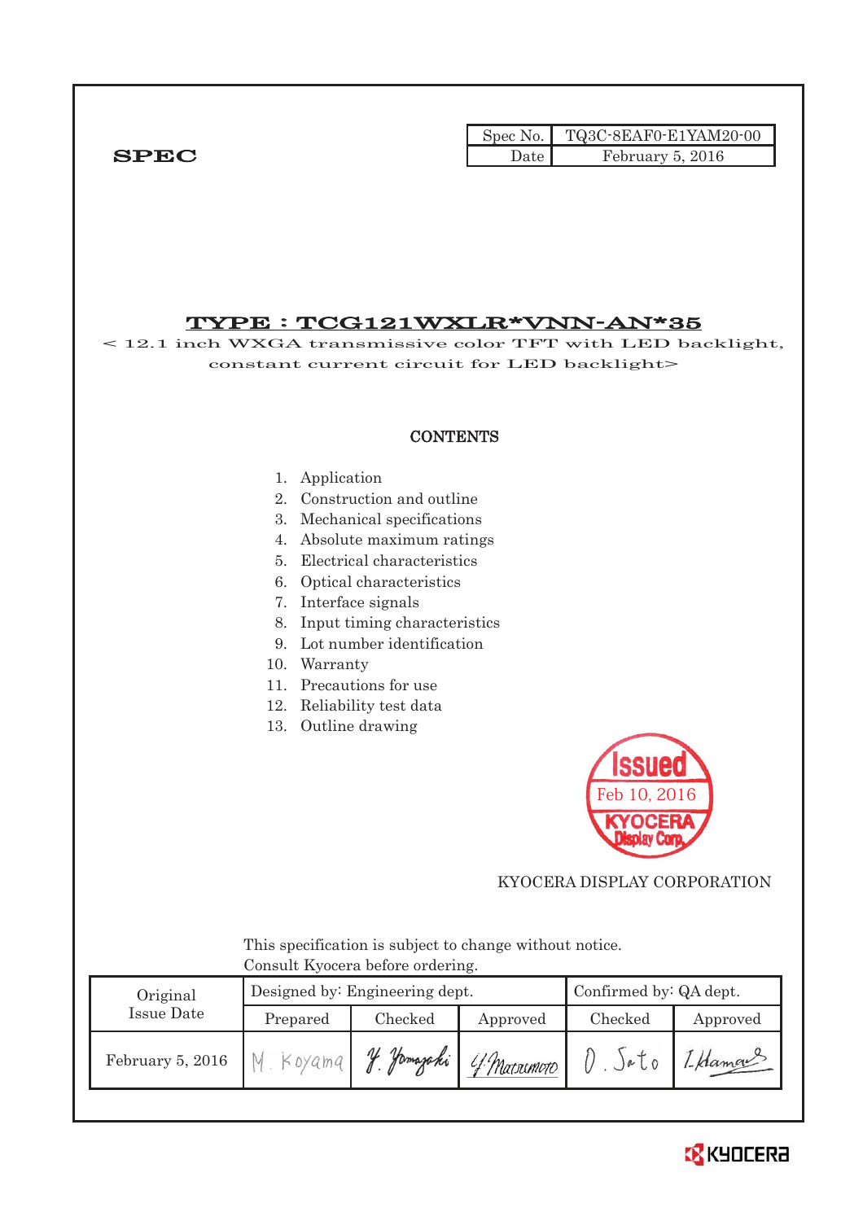**SPEC**

| Spec No. | TQ3C-8EAF0-E1YAM20-00 |
|---|---|
| Date | February 5, 2016 |

# TYPE : TCG121WXLR*VNN-AN*35

< 12.1 inch WXGA transmissive color TFT with LED backlight, constant current circuit for LED backlight>

## CONTENTS

1. Application
2. Construction and outline
3. Mechanical specifications
4. Absolute maximum ratings
5. Electrical characteristics
6. Optical characteristics
7. Interface signals
8. Input timing characteristics
9. Lot number identification
10. Warranty
11. Precautions for use
12. Reliability test data
13. Outline drawing

Issued
Feb 10, 2016
KYOCERA Display Corp.

KYOCERA DISPLAY CORPORATION

This specification is subject to change without notice.
Consult Kyocera before ordering.

| Original Issue Date | Designed by: Engineering dept. | | | Confirmed by: QA dept. | |
|---|---|---|---|---|---|
| | Prepared | Checked | Approved | Checked | Approved |
| February 5, 2016 | M. Koyama | Y. Yamazaki | Y. Matsumoto | O. Sato | I. Hamano |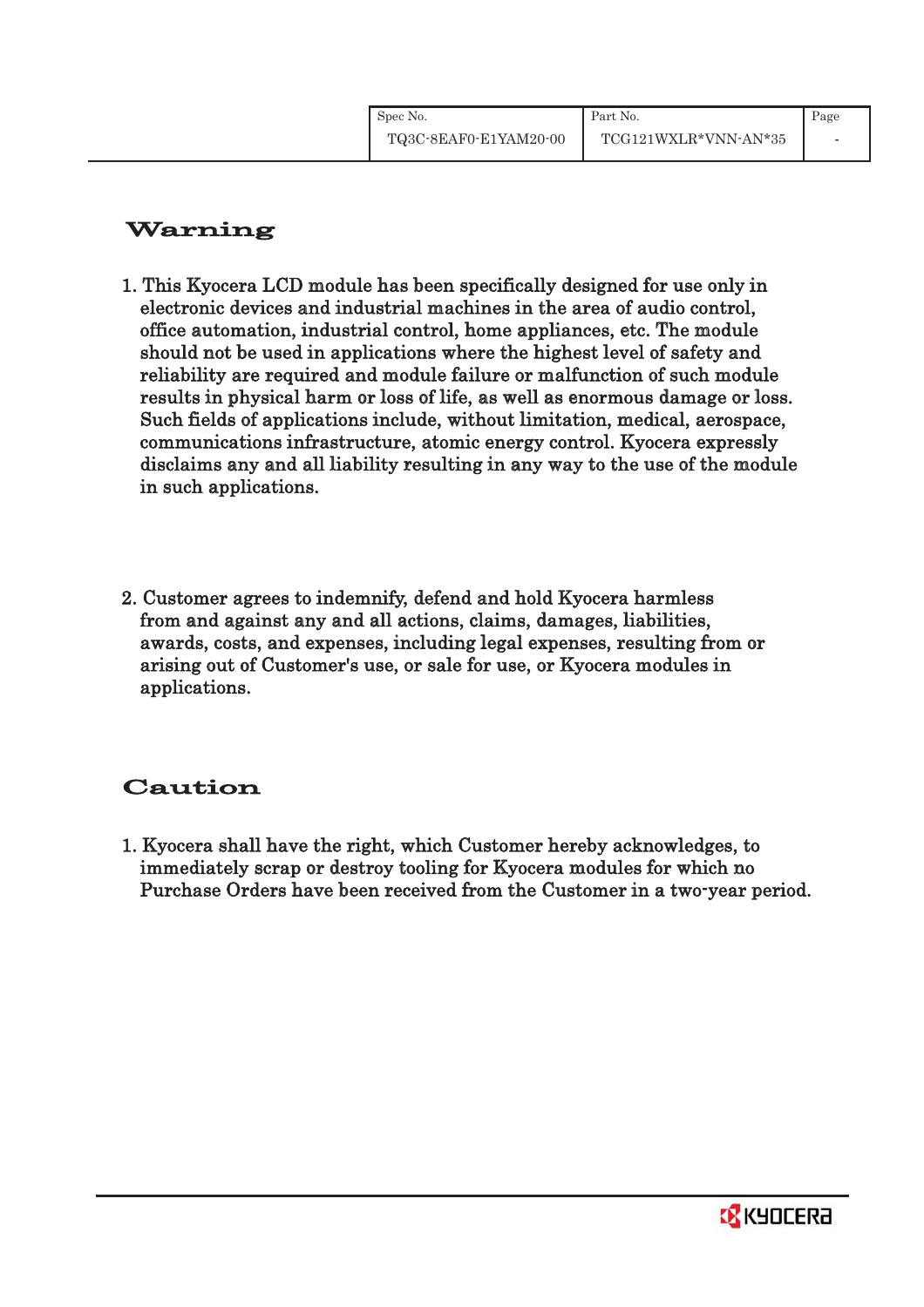## Warning

1. This Kyocera LCD module has been specifically designed for use only in electronic devices and industrial machines in the area of audio control, office automation, industrial control, home appliances, etc. The module should not be used in applications where the highest level of safety and reliability are required and module failure or malfunction of such module results in physical harm or loss of life, as well as enormous damage or loss. Such fields of applications include, without limitation, medical, aerospace, communications infrastructure, atomic energy control. Kyocera expressly disclaims any and all liability resulting in any way to the use of the module in such applications.

2. Customer agrees to indemnify, defend and hold Kyocera harmless from and against any and all actions, claims, damages, liabilities, awards, costs, and expenses, including legal expenses, resulting from or arising out of Customer's use, or sale for use, or Kyocera modules in applications.

## Caution

1. Kyocera shall have the right, which Customer hereby acknowledges, to immediately scrap or destroy tooling for Kyocera modules for which no Purchase Orders have been received from the Customer in a two-year period.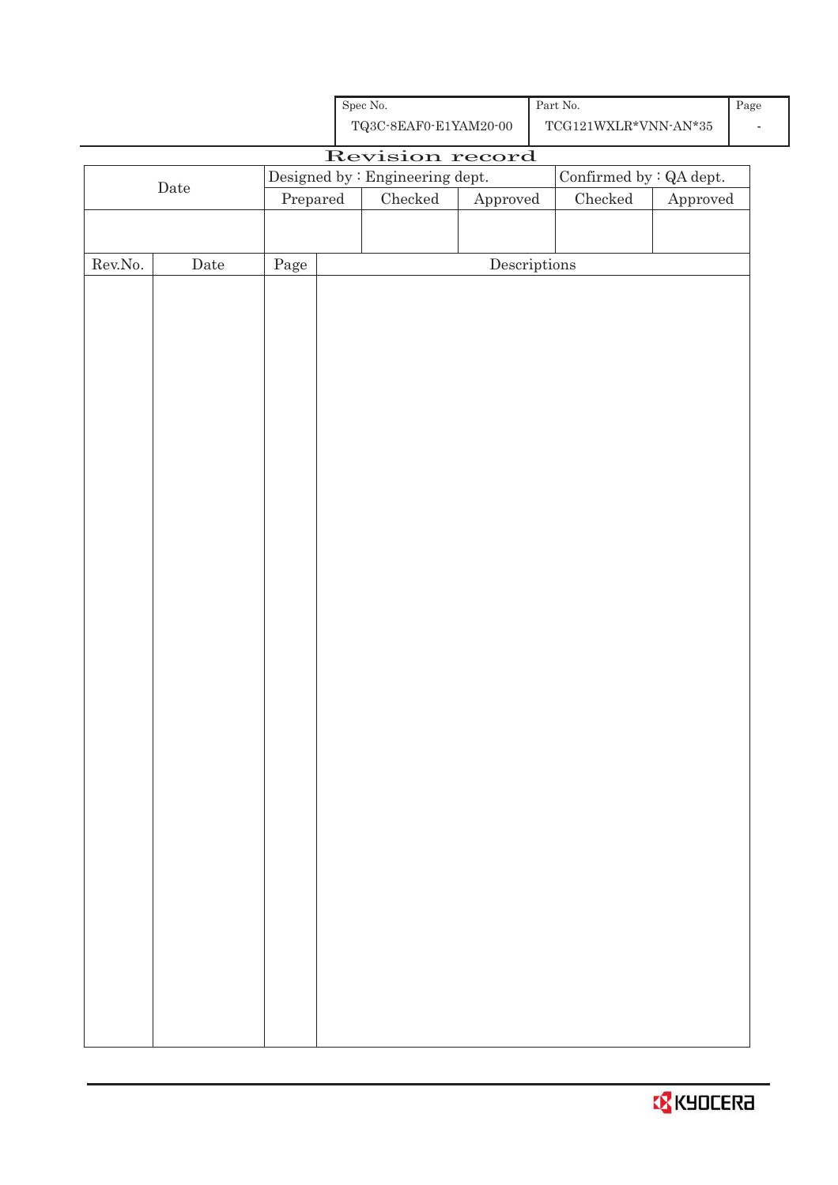| Spec No. | Part No. | Page |
|---|---|---|
| TQ3C-8EAF0-E1YAM20-00 | TCG121WXLR*VNN-AN*35 | - |

# Revision record

| Date | Designed by : Engineering dept. | | | Confirmed by : QA dept. | |
|---|---|---|---|---|---|
| | Prepared | Checked | Approved | Checked | Approved |
| | | | | | |

| Rev.No. | Date | Page | Descriptions |
|---|---|---|---|
| | | | |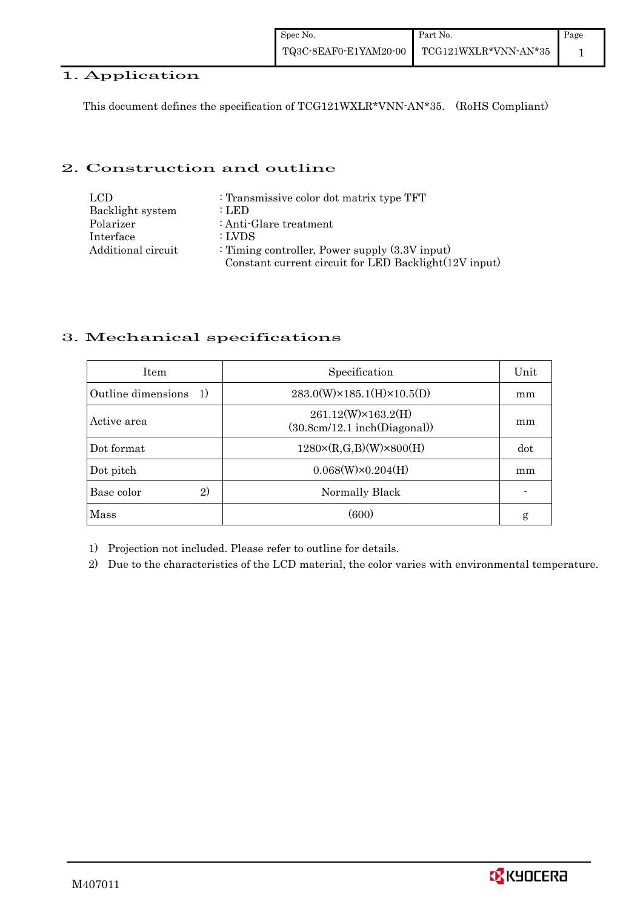## 1. Application

This document defines the specification of TCG121WXLR*VNN-AN*35. (RoHS Compliant)

## 2. Construction and outline

| | |
|---|---|
| LCD | : Transmissive color dot matrix type TFT |
| Backlight system | : LED |
| Polarizer | : Anti-Glare treatment |
| Interface | : LVDS |
| Additional circuit | : Timing controller, Power supply (3.3V input)<br>Constant current circuit for LED Backlight(12V input) |

## 3. Mechanical specifications

| Item | Specification | Unit |
|---|---|---|
| Outline dimensions 1) | 283.0(W)×185.1(H)×10.5(D) | mm |
| Active area | 261.12(W)×163.2(H)<br>(30.8cm/12.1 inch(Diagonal)) | mm |
| Dot format | 1280×(R,G,B)(W)×800(H) | dot |
| Dot pitch | 0.068(W)×0.204(H) | mm |
| Base color 2) | Normally Black | - |
| Mass | (600) | g |

1) Projection not included. Please refer to outline for details.

2) Due to the characteristics of the LCD material, the color varies with environmental temperature.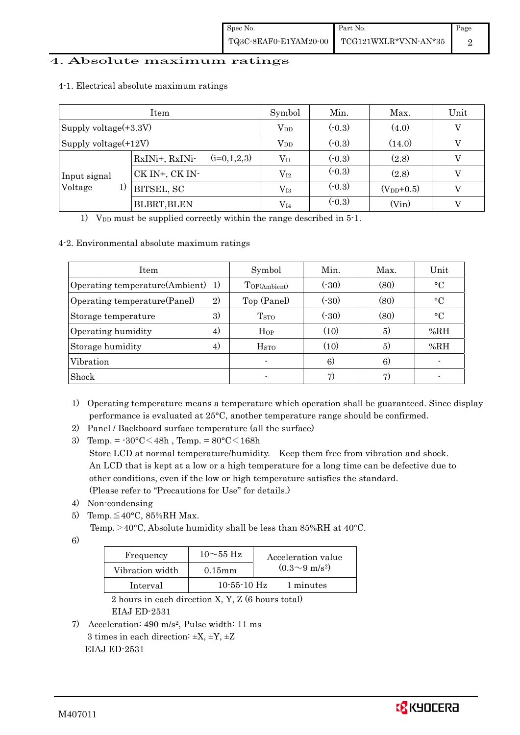# 4. Absolute maximum ratings

4-1. Electrical absolute maximum ratings

| Item | | Symbol | Min. | Max. | Unit |
|---|---|---|---|---|---|
| Supply voltage(+3.3V) | | $V_{DD}$ | (-0.3) | (4.0) | V |
| Supply voltage(+12V) | | $V_{DD}$ | (-0.3) | (14.0) | V |
| Input signal Voltage 1) | RxINi+, RxINi- (i=0,1,2,3) | $V_{I1}$ | (-0.3) | (2.8) | V |
| | CK IN+, CK IN- | $V_{I2}$ | (-0.3) | (2.8) | V |
| | BITSEL, SC | $V_{I3}$ | (-0.3) | ($V_{DD}$+0.5) | V |
| | BLBRT,BLEN | $V_{I4}$ | (-0.3) | (Vin) | V |

1) $V_{DD}$ must be supplied correctly within the range described in 5-1.

4-2. Environmental absolute maximum ratings

| Item | Symbol | Min. | Max. | Unit |
|---|---|---|---|---|
| Operating temperature(Ambient) 1) | $T_{OP(Ambient)}$ | (-30) | (80) | °C |
| Operating temperature(Panel) 2) | Top (Panel) | (-30) | (80) | °C |
| Storage temperature 3) | $T_{STO}$ | (-30) | (80) | °C |
| Operating humidity 4) | $H_{OP}$ | (10) | 5) | %RH |
| Storage humidity 4) | $H_{STO}$ | (10) | 5) | %RH |
| Vibration | - | 6) | 6) | - |
| Shock | - | 7) | 7) | - |

1) Operating temperature means a temperature which operation shall be guaranteed. Since display performance is evaluated at 25°C, another temperature range should be confirmed.
2) Panel / Backboard surface temperature (all the surface)
3) Temp. = -30°C＜48h , Temp. = 80°C＜168h
   Store LCD at normal temperature/humidity. Keep them free from vibration and shock.
   An LCD that is kept at a low or a high temperature for a long time can be defective due to other conditions, even if the low or high temperature satisfies the standard.
   (Please refer to "Precautions for Use" for details.)
4) Non-condensing
5) Temp.≦40°C, 85%RH Max.
   Temp.＞40°C, Absolute humidity shall be less than 85%RH at 40°C.
6)

| Frequency | 10～55 Hz | Acceleration value ($0.3～9\ m/s^2$) |
|---|---|---|
| Vibration width | 0.15mm | |
| Interval | 10-55-10 Hz | 1 minutes |

   2 hours in each direction X, Y, Z (6 hours total)
   EIAJ ED-2531
7) Acceleration: $490\ m/s^2$, Pulse width: 11 ms
   3 times in each direction: ±X, ±Y, ±Z
   EIAJ ED-2531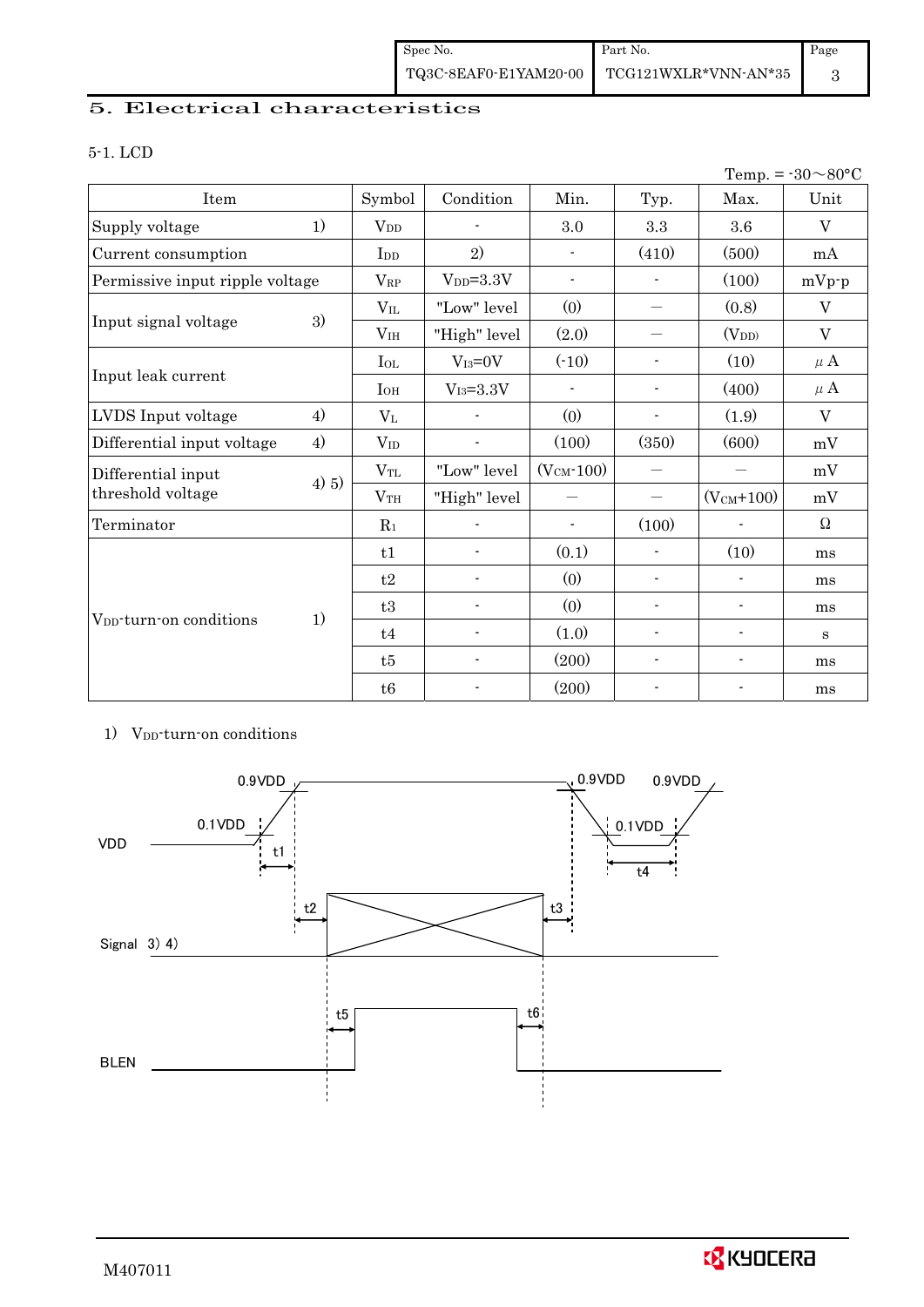# 5. Electrical characteristics

## 5-1. LCD

Temp. = -30～80°C

| Item | | Symbol | Condition | Min. | Typ. | Max. | Unit |
|---|---|---|---|---|---|---|---|
| Supply voltage | 1) | $V_{DD}$ | - | 3.0 | 3.3 | 3.6 | V |
| Current consumption | | $I_{DD}$ | 2) | - | (410) | (500) | mA |
| Permissive input ripple voltage | | $V_{RP}$ | $V_{DD}$=3.3V | - | - | (100) | mVp-p |
| Input signal voltage | 3) | $V_{IL}$ | "Low" level | (0) | — | (0.8) | V |
| | | $V_{IH}$ | "High" level | (2.0) | — | ($V_{DD}$) | V |
| Input leak current | | $I_{OL}$ | $V_{I3}$=0V | (-10) | - | (10) | μA |
| | | $I_{OH}$ | $V_{I3}$=3.3V | - | - | (400) | μA |
| LVDS Input voltage | 4) | $V_L$ | - | (0) | - | (1.9) | V |
| Differential input voltage | 4) | $V_{ID}$ | - | (100) | (350) | (600) | mV |
| Differential input threshold voltage | 4) 5) | $V_{TL}$ | "Low" level | ($V_{CM}$-100) | — | — | mV |
| | | $V_{TH}$ | "High" level | — | — | ($V_{CM}$+100) | mV |
| Terminator | | $R_1$ | - | - | (100) | - | Ω |
| $V_{DD}$-turn-on conditions | 1) | t1 | - | (0.1) | - | (10) | ms |
| | | t2 | - | (0) | - | - | ms |
| | | t3 | - | (0) | - | - | ms |
| | | t4 | - | (1.0) | - | - | s |
| | | t5 | - | (200) | - | - | ms |
| | | t6 | - | (200) | - | - | ms |

1) $V_{DD}$-turn-on conditions

VDD: 0.1VDD, 0.9VDD, t1, 0.9VDD, 0.1VDD, 0.9VDD, t4

Signal 3) 4): t2, t3

BLEN: t5, t6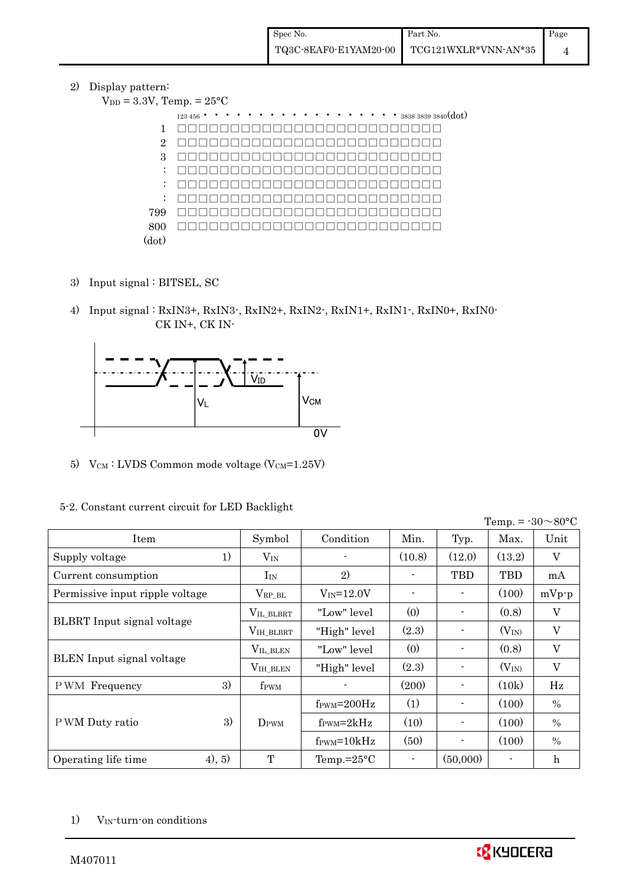2) Display pattern:

$V_{DD}$ = 3.3V, Temp. = 25°C

123 456 • • • • • • • • • • • • • • • • • • • • 3838 3839 3840(dot)

1 □□□□□□□□□□□□□□□□□□□□□□□□□

2 □□□□□□□□□□□□□□□□□□□□□□□□□

3 □□□□□□□□□□□□□□□□□□□□□□□□□

: □□□□□□□□□□□□□□□□□□□□□□□□□

: □□□□□□□□□□□□□□□□□□□□□□□□□

: □□□□□□□□□□□□□□□□□□□□□□□□□

799 □□□□□□□□□□□□□□□□□□□□□□□□□

800 □□□□□□□□□□□□□□□□□□□□□□□□□

(dot)

3) Input signal : BITSEL, SC

4) Input signal : RxIN3+, RxIN3-, RxIN2+, RxIN2-, RxIN1+, RxIN1-, RxIN0+, RxIN0-
CK IN+, CK IN-

$V_{ID}$ $V_L$ $V_{CM}$ 0V

5) $V_{CM}$ : LVDS Common mode voltage ($V_{CM}$=1.25V)

5-2. Constant current circuit for LED Backlight

Temp. = -30～80°C

| Item | | Symbol | Condition | Min. | Typ. | Max. | Unit |
|---|---|---|---|---|---|---|---|
| Supply voltage | 1) | $V_{IN}$ | - | (10.8) | (12.0) | (13.2) | V |
| Current consumption | | $I_{IN}$ | 2) | - | TBD | TBD | mA |
| Permissive input ripple voltage | | $V_{RP\_BL}$ | $V_{IN}$=12.0V | - | - | (100) | mVp-p |
| BLBRT Input signal voltage | | $V_{IL\_BLBRT}$ | "Low" level | (0) | - | (0.8) | V |
| | | $V_{IH\_BLBRT}$ | "High" level | (2.3) | - | ($V_{IN}$) | V |
| BLEN Input signal voltage | | $V_{IL\_BLEN}$ | "Low" level | (0) | - | (0.8) | V |
| | | $V_{IH\_BLEN}$ | "High" level | (2.3) | - | ($V_{IN}$) | V |
| PWM Frequency | 3) | $f_{PWM}$ | - | (200) | - | (10k) | Hz |
| PWM Duty ratio | 3) | $D_{PWM}$ | $f_{PWM}$=200Hz | (1) | - | (100) | % |
| | | | $f_{PWM}$=2kHz | (10) | - | (100) | % |
| | | | $f_{PWM}$=10kHz | (50) | - | (100) | % |
| Operating life time | 4), 5) | T | Temp.=25°C | - | (50,000) | - | h |

1) $V_{IN}$-turn-on conditions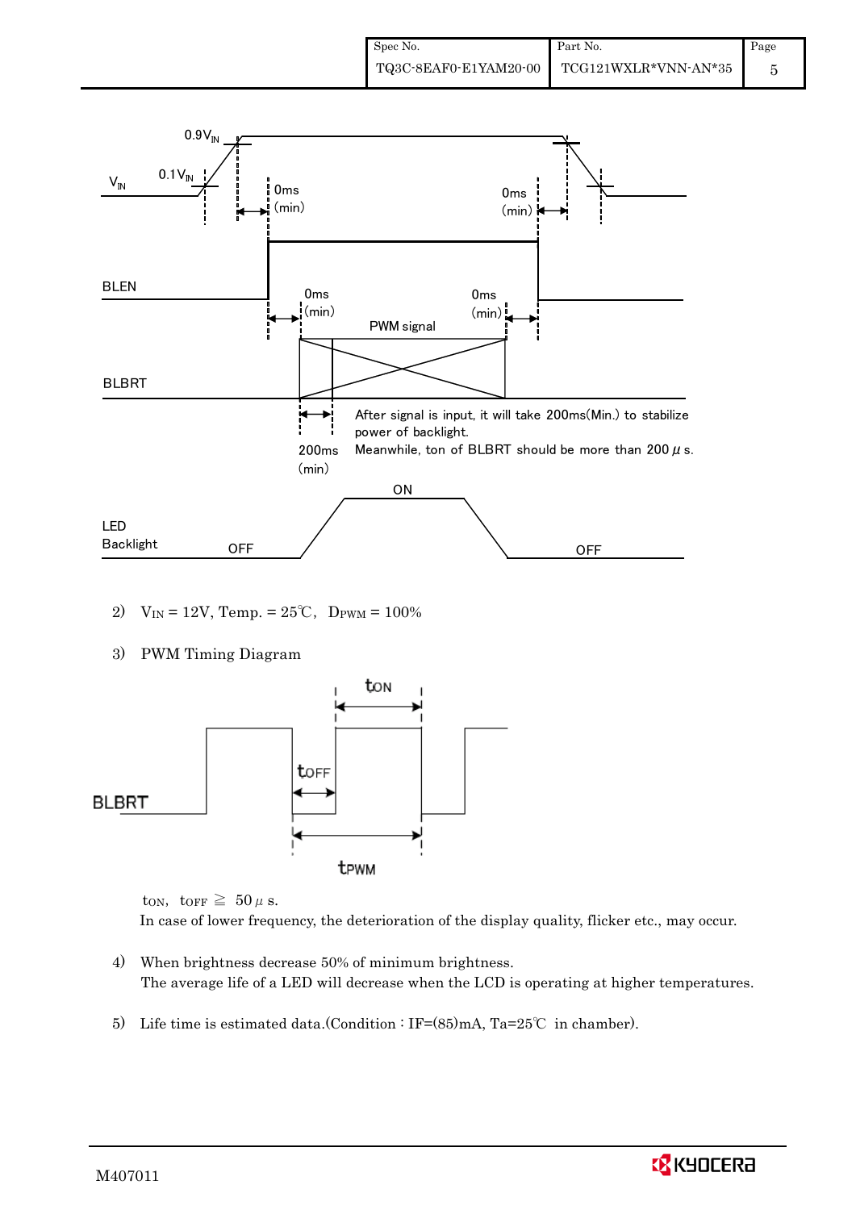$V_{IN}$ $0.1V_{IN}$ $0.9V_{IN}$

0ms (min) 0ms (min)

BLEN

0ms (min) 0ms (min)

PWM signal

BLBRT

200ms (min)

After signal is input, it will take 200ms(Min.) to stabilize power of backlight.
Meanwhile, ton of BLBRT should be more than 200 μs.

LED Backlight OFF ON OFF

2) $V_{IN}$ = 12V, Temp. = 25℃, $D_{PWM}$ = 100%

3) PWM Timing Diagram

BLBRT $t_{ON}$ $t_{OFF}$ $t_{PWM}$

$t_{ON}$, $t_{OFF}$ ≧ 50 μs.
In case of lower frequency, the deterioration of the display quality, flicker etc., may occur.

4) When brightness decrease 50% of minimum brightness.
The average life of a LED will decrease when the LCD is operating at higher temperatures.

5) Life time is estimated data.(Condition : IF=(85)mA, Ta=25℃ in chamber).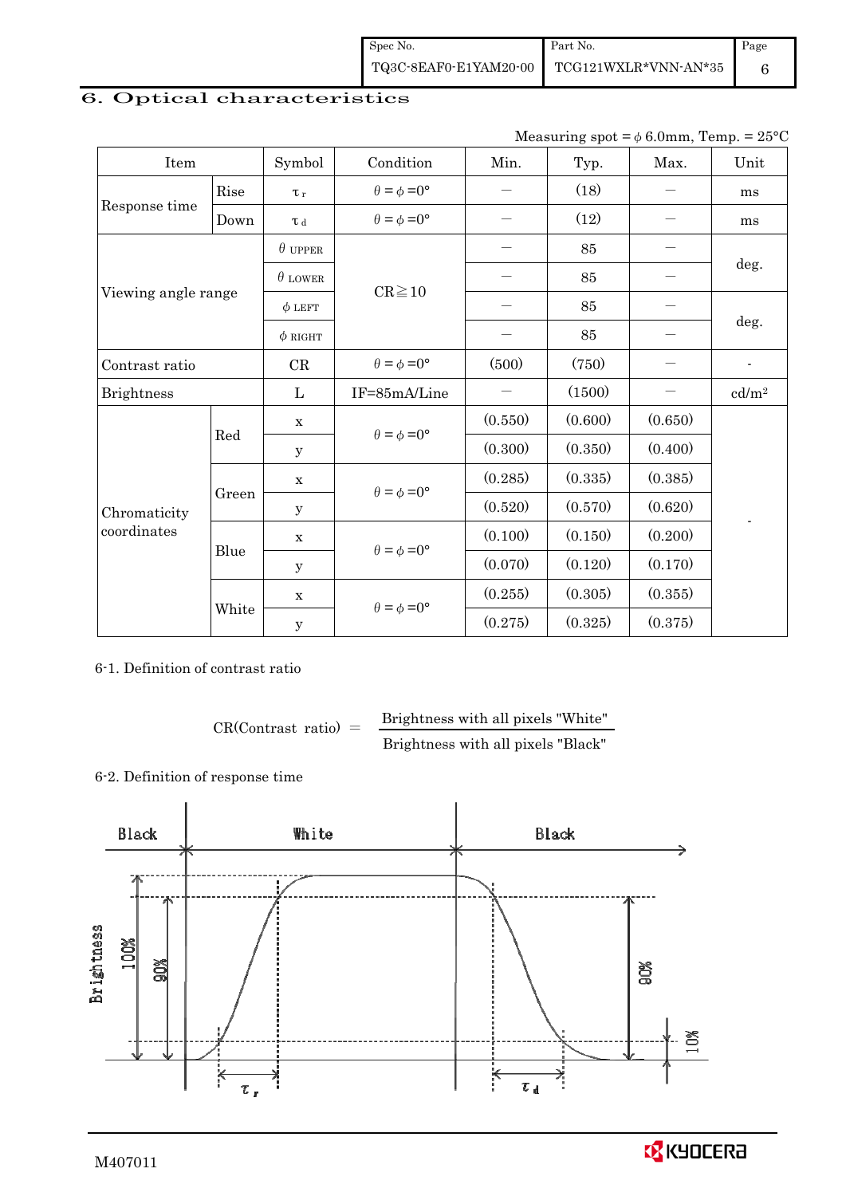# 6. Optical characteristics

Measuring spot = φ 6.0mm, Temp. = 25°C

| Item | | Symbol | Condition | Min. | Typ. | Max. | Unit |
|---|---|---|---|---|---|---|---|
| Response time | Rise | $\tau_r$ | $\theta = \phi = 0°$ | — | (18) | — | ms |
| | Down | $\tau_d$ | $\theta = \phi = 0°$ | — | (12) | — | ms |
| Viewing angle range | | $\theta_{UPPER}$ | CR≧10 | — | 85 | — | deg. |
| | | $\theta_{LOWER}$ | | — | 85 | — | |
| | | $\phi_{LEFT}$ | | — | 85 | — | deg. |
| | | $\phi_{RIGHT}$ | | — | 85 | — | |
| Contrast ratio | | CR | $\theta = \phi = 0°$ | (500) | (750) | — | - |
| Brightness | | L | IF=85mA/Line | — | (1500) | — | cd/m² |
| Chromaticity coordinates | Red | x | $\theta = \phi = 0°$ | (0.550) | (0.600) | (0.650) | - |
| | | y | | (0.300) | (0.350) | (0.400) | |
| | Green | x | $\theta = \phi = 0°$ | (0.285) | (0.335) | (0.385) | |
| | | y | | (0.520) | (0.570) | (0.620) | |
| | Blue | x | $\theta = \phi = 0°$ | (0.100) | (0.150) | (0.200) | |
| | | y | | (0.070) | (0.120) | (0.170) | |
| | White | x | $\theta = \phi = 0°$ | (0.255) | (0.305) | (0.355) | |
| | | y | | (0.275) | (0.325) | (0.375) | |

6-1. Definition of contrast ratio

$$\text{CR(Contrast ratio)} = \frac{\text{Brightness with all pixels "White"}}{\text{Brightness with all pixels "Black"}}$$

6-2. Definition of response time

Black — White — Black

Brightness 100% 90% 90% 10%

$\tau_r$ $\tau_d$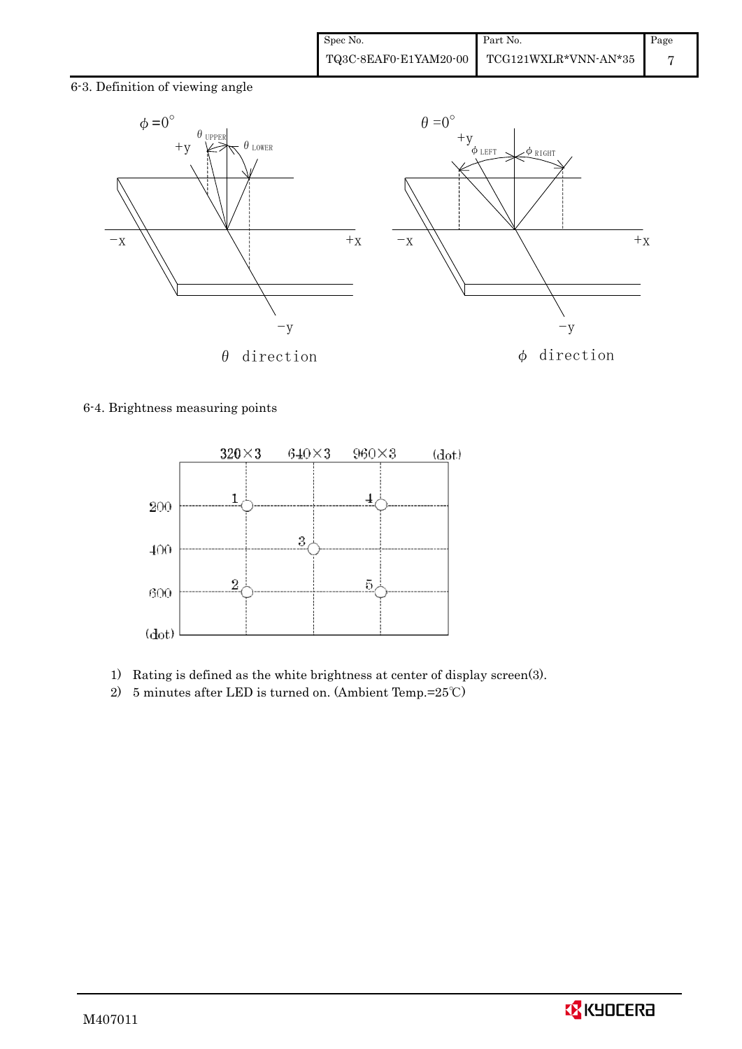## 6-3. Definition of viewing angle

$\phi = 0^{\circ}$

$\theta_{UPPER}$ $\theta_{LOWER}$

+y −x +x −y

$\theta$ direction

$\theta = 0^{\circ}$

$\phi_{LEFT}$ $\phi_{RIGHT}$

+y −x +x −y

$\phi$ direction

## 6-4. Brightness measuring points

320×3　640×3　960×3　(dot)

200　400　600　(dot)

1　2　3　4　5

1) Rating is defined as the white brightness at center of display screen(3).
2) 5 minutes after LED is turned on. (Ambient Temp.=25℃)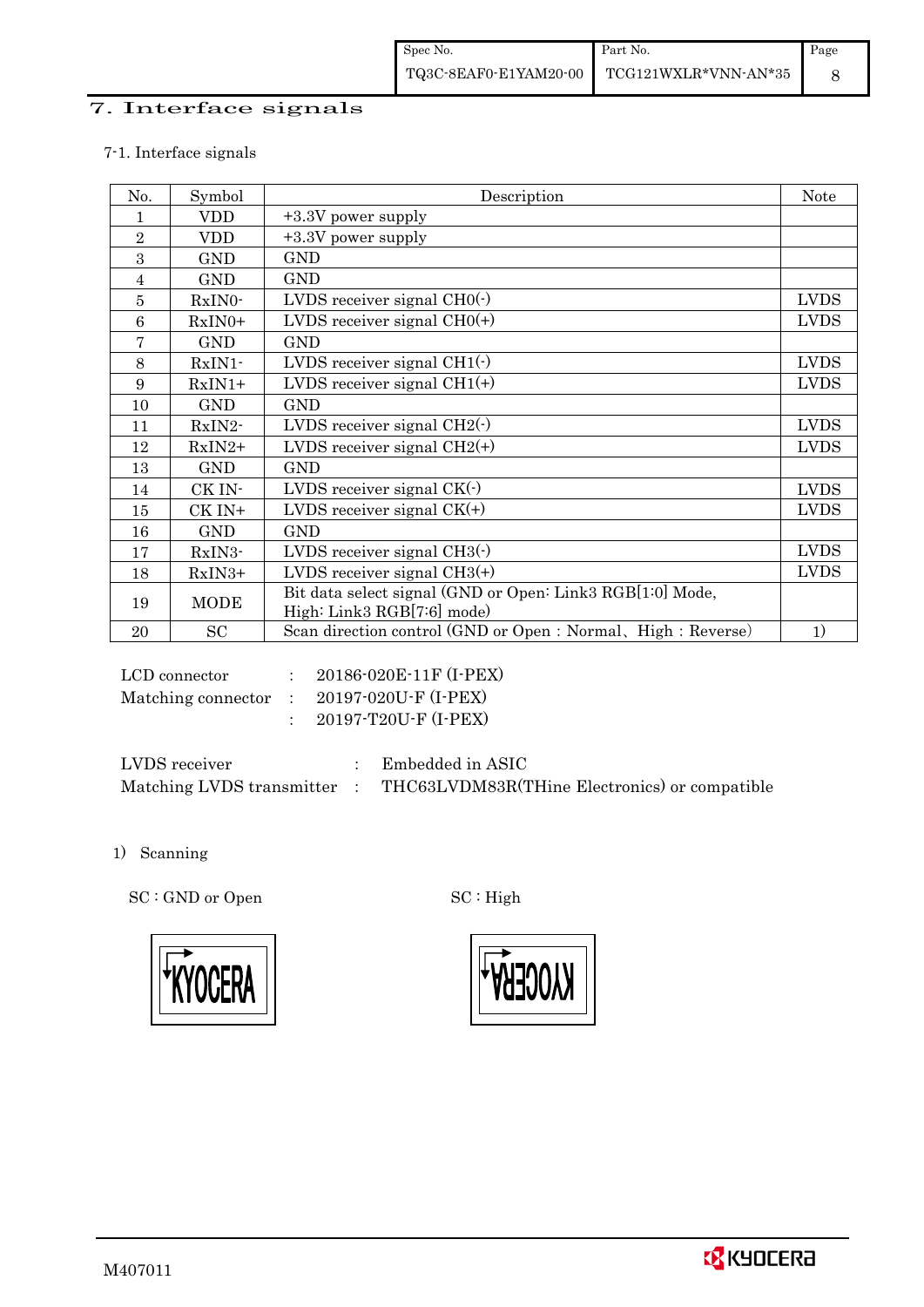# 7. Interface signals

7-1. Interface signals

| No. | Symbol | Description | Note |
|---|---|---|---|
| 1 | VDD | +3.3V power supply | |
| 2 | VDD | +3.3V power supply | |
| 3 | GND | GND | |
| 4 | GND | GND | |
| 5 | RxIN0- | LVDS receiver signal CH0(-) | LVDS |
| 6 | RxIN0+ | LVDS receiver signal CH0(+) | LVDS |
| 7 | GND | GND | |
| 8 | RxIN1- | LVDS receiver signal CH1(-) | LVDS |
| 9 | RxIN1+ | LVDS receiver signal CH1(+) | LVDS |
| 10 | GND | GND | |
| 11 | RxIN2- | LVDS receiver signal CH2(-) | LVDS |
| 12 | RxIN2+ | LVDS receiver signal CH2(+) | LVDS |
| 13 | GND | GND | |
| 14 | CK IN- | LVDS receiver signal CK(-) | LVDS |
| 15 | CK IN+ | LVDS receiver signal CK(+) | LVDS |
| 16 | GND | GND | |
| 17 | RxIN3- | LVDS receiver signal CH3(-) | LVDS |
| 18 | RxIN3+ | LVDS receiver signal CH3(+) | LVDS |
| 19 | MODE | Bit data select signal (GND or Open: Link3 RGB[1:0] Mode, High: Link3 RGB[7:6] mode) | |
| 20 | SC | Scan direction control (GND or Open : Normal、High : Reverse) | 1) |

LCD connector : 20186-020E-11F (I-PEX)
Matching connector : 20197-020U-F (I-PEX)
: 20197-T20U-F (I-PEX)

LVDS receiver : Embedded in ASIC
Matching LVDS transmitter : THC63LVDM83R(THine Electronics) or compatible

1) Scanning

SC : GND or Open

SC : High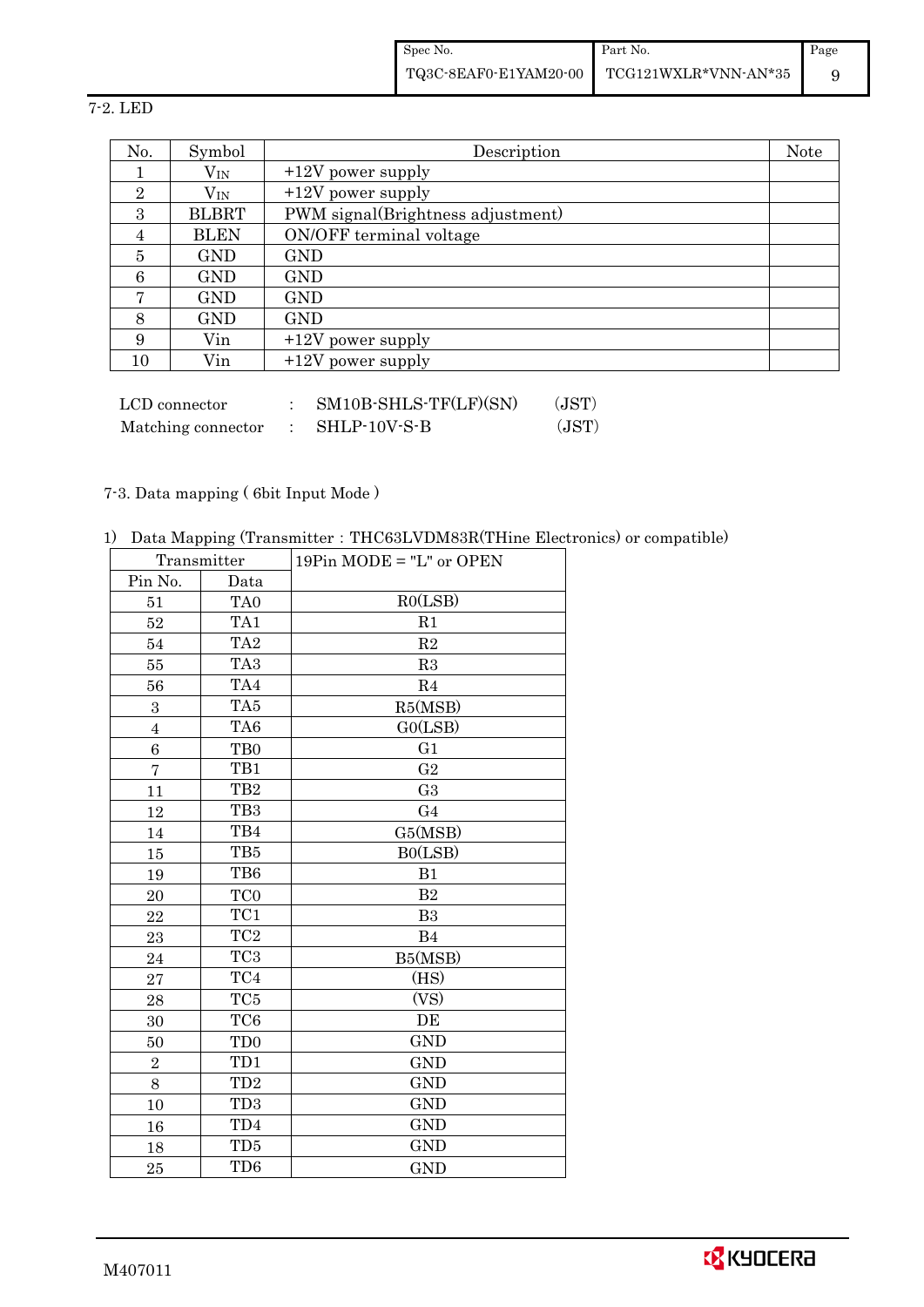7-2. LED

| No. | Symbol | Description | Note |
|---|---|---|---|
| 1 | $V_{IN}$ | +12V power supply | |
| 2 | $V_{IN}$ | +12V power supply | |
| 3 | BLBRT | PWM signal(Brightness adjustment) | |
| 4 | BLEN | ON/OFF terminal voltage | |
| 5 | GND | GND | |
| 6 | GND | GND | |
| 7 | GND | GND | |
| 8 | GND | GND | |
| 9 | Vin | +12V power supply | |
| 10 | Vin | +12V power supply | |

LCD connector : SM10B-SHLS-TF(LF)(SN) (JST)
Matching connector : SHLP-10V-S-B (JST)

7-3. Data mapping ( 6bit Input Mode )

1) Data Mapping (Transmitter : THC63LVDM83R(THine Electronics) or compatible)

| Transmitter | | 19Pin MODE = "L" or OPEN |
|---|---|---|
| Pin No. | Data | |
| 51 | TA0 | R0(LSB) |
| 52 | TA1 | R1 |
| 54 | TA2 | R2 |
| 55 | TA3 | R3 |
| 56 | TA4 | R4 |
| 3 | TA5 | R5(MSB) |
| 4 | TA6 | G0(LSB) |
| 6 | TB0 | G1 |
| 7 | TB1 | G2 |
| 11 | TB2 | G3 |
| 12 | TB3 | G4 |
| 14 | TB4 | G5(MSB) |
| 15 | TB5 | B0(LSB) |
| 19 | TB6 | B1 |
| 20 | TC0 | B2 |
| 22 | TC1 | B3 |
| 23 | TC2 | B4 |
| 24 | TC3 | B5(MSB) |
| 27 | TC4 | (HS) |
| 28 | TC5 | (VS) |
| 30 | TC6 | DE |
| 50 | TD0 | GND |
| 2 | TD1 | GND |
| 8 | TD2 | GND |
| 10 | TD3 | GND |
| 16 | TD4 | GND |
| 18 | TD5 | GND |
| 25 | TD6 | GND |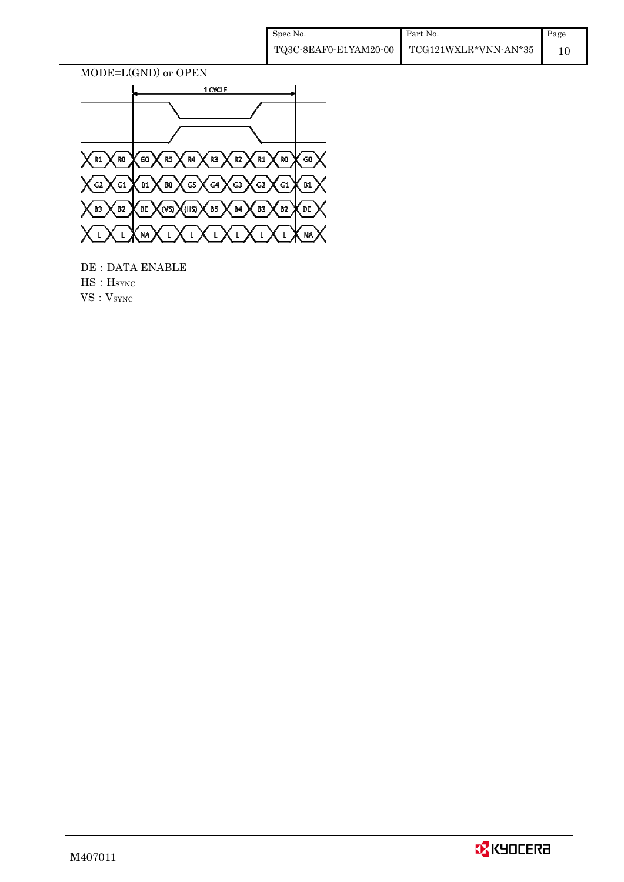MODE=L(GND) or OPEN

| 1 CYCLE | | | | | | | | | |
|---|---|---|---|---|---|---|---|---|---|
| R1 | R0 | G0 | R5 | R4 | R3 | R2 | R1 | R0 | G0 |
| G2 | G1 | B1 | B0 | G5 | G4 | G3 | G2 | G1 | B1 |
| B3 | B2 | DE | (VS) | (HS) | B5 | B4 | B3 | B2 | DE |
| L | L | NA | L | L | L | L | L | L | NA |

DE : DATA ENABLE

HS : $H_{SYNC}$

VS : $V_{SYNC}$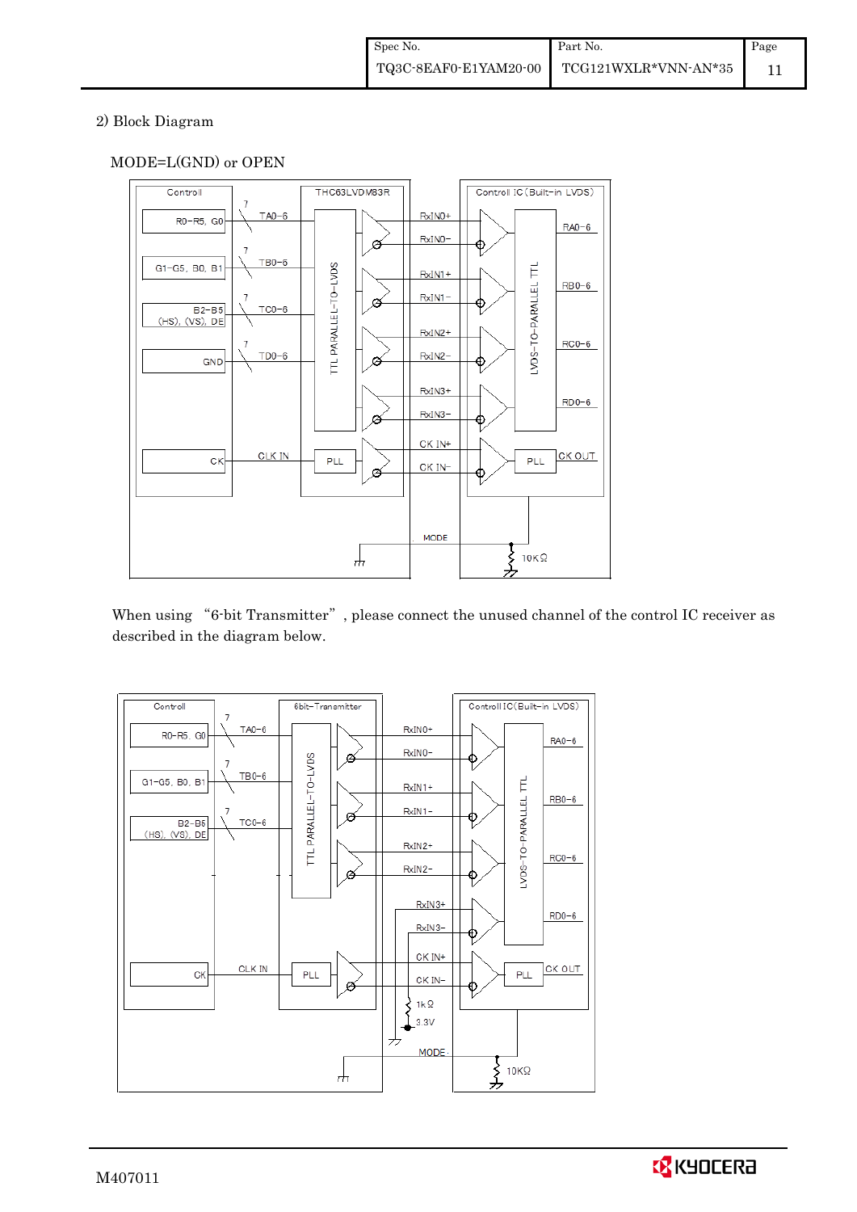2) Block Diagram

MODE=L(GND) or OPEN

When using "6-bit Transmitter", please connect the unused channel of the control IC receiver as described in the diagram below.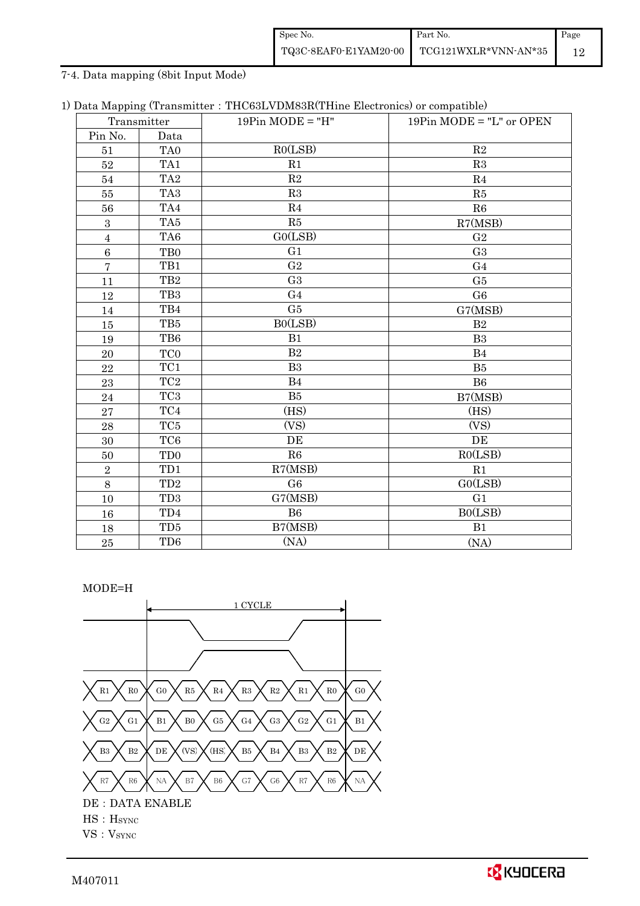7-4. Data mapping (8bit Input Mode)

1) Data Mapping (Transmitter : THC63LVDM83R(THine Electronics) or compatible)

| Transmitter | | 19Pin MODE = "H" | 19Pin MODE = "L" or OPEN |
|---|---|---|---|
| Pin No. | Data | | |
| 51 | TA0 | R0(LSB) | R2 |
| 52 | TA1 | R1 | R3 |
| 54 | TA2 | R2 | R4 |
| 55 | TA3 | R3 | R5 |
| 56 | TA4 | R4 | R6 |
| 3 | TA5 | R5 | R7(MSB) |
| 4 | TA6 | G0(LSB) | G2 |
| 6 | TB0 | G1 | G3 |
| 7 | TB1 | G2 | G4 |
| 11 | TB2 | G3 | G5 |
| 12 | TB3 | G4 | G6 |
| 14 | TB4 | G5 | G7(MSB) |
| 15 | TB5 | B0(LSB) | B2 |
| 19 | TB6 | B1 | B3 |
| 20 | TC0 | B2 | B4 |
| 22 | TC1 | B3 | B5 |
| 23 | TC2 | B4 | B6 |
| 24 | TC3 | B5 | B7(MSB) |
| 27 | TC4 | (HS) | (HS) |
| 28 | TC5 | (VS) | (VS) |
| 30 | TC6 | DE | DE |
| 50 | TD0 | R6 | R0(LSB) |
| 2 | TD1 | R7(MSB) | R1 |
| 8 | TD2 | G6 | G0(LSB) |
| 10 | TD3 | G7(MSB) | G1 |
| 16 | TD4 | B6 | B0(LSB) |
| 18 | TD5 | B7(MSB) | B1 |
| 25 | TD6 | (NA) | (NA) |

MODE=H

1 CYCLE

R1 R0 | G0 R5 R4 R3 R2 R1 R0 | G0

G2 G1 | B1 B0 G5 G4 G3 G2 G1 | B1

B3 B2 | DE (VS) (HS) B5 B4 B3 B2 | DE

R7 R6 | NA B7 B6 G7 G6 R7 R6 | NA

DE : DATA ENABLE

HS : HSYNC

VS : VSYNC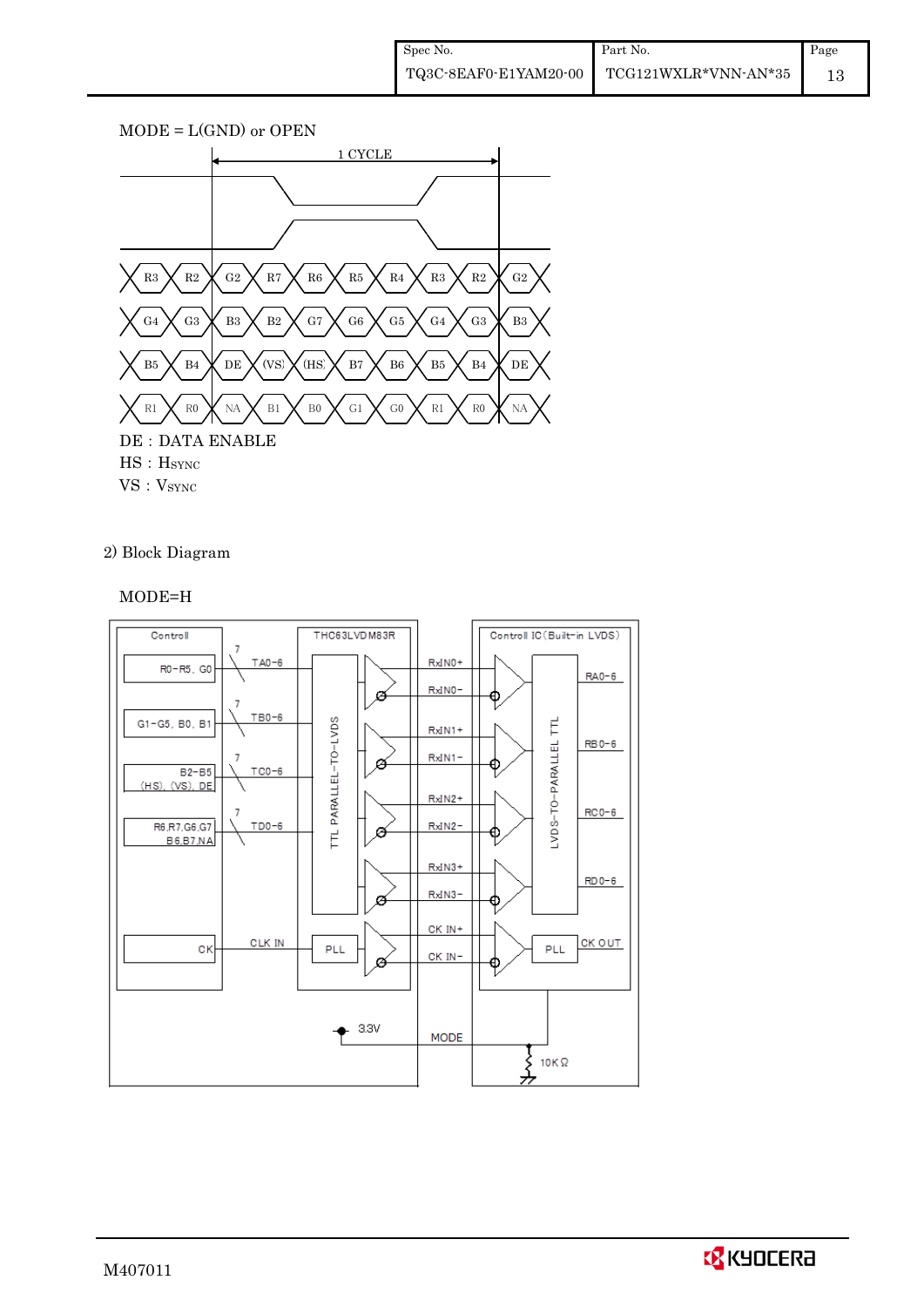MODE = L(GND) or OPEN

| | | | | | | | | | |
|---|---|---|---|---|---|---|---|---|---|
| R3 | R2 | G2 | R7 | R6 | R5 | R4 | R3 | R2 | G2 |
| G4 | G3 | B3 | B2 | G7 | G6 | G5 | G4 | G3 | B3 |
| B5 | B4 | DE | (VS) | (HS) | B7 | B6 | B5 | B4 | DE |
| R1 | R0 | NA | B1 | B0 | G1 | G0 | R1 | R0 | NA |

1 CYCLE

DE : DATA ENABLE
HS : $H_{SYNC}$
VS : $V_{SYNC}$

2) Block Diagram

MODE=H

Controll: R0−R5, G0 → TA0−6 (7); G1−G5, B0, B1 → TB0−6 (7); B2−B5 (HS), (VS), DE → TC0−6 (7); R6,R7,G6,G7 B6,B7,NA → TD0−6 (7); CK → CLK IN

THC63LVDM83R: TTL PARALLEL-TO-LVDS, PLL

RxIN0+, RxIN0−, RxIN1+, RxIN1−, RxIN2+, RxIN2−, RxIN3+, RxIN3−, CK IN+, CK IN−

Controll IC (Built-in LVDS): LVDS-TO-PARALLEL TTL → RA0−6, RB0−6, RC0−6, RD0−6; PLL → CK OUT

3.3V — MODE — 10KΩ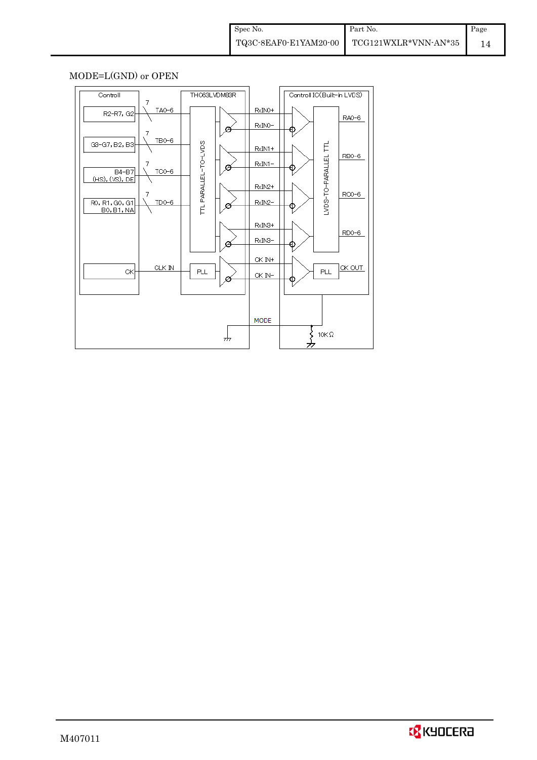MODE=L(GND) or OPEN

Controll | THC63LVDM83R | Controll IC(Built-in LVDS)

R2-R7, G2 — 7 — TA0-6 — RxIN0+ / RxIN0- — RA0-6

G3-G7, B2, B3 — 7 — TB0-6 — RxIN1+ / RxIN1- — RB0-6

B4-B7 (HS), (VS), DE — 7 — TC0-6 — RxIN2+ / RxIN2- — RC0-6

R0, R1, G0, G1 B0, B1, NA — 7 — TD0-6 — RxIN3+ / RxIN3- — RD0-6

CK — CLK IN — PLL — CK IN+ / CK IN- — PLL — CK OUT

TTL PARALLEL-TO-LVDS

LVDS-TO-PARALLEL TTL

MODE

10KΩ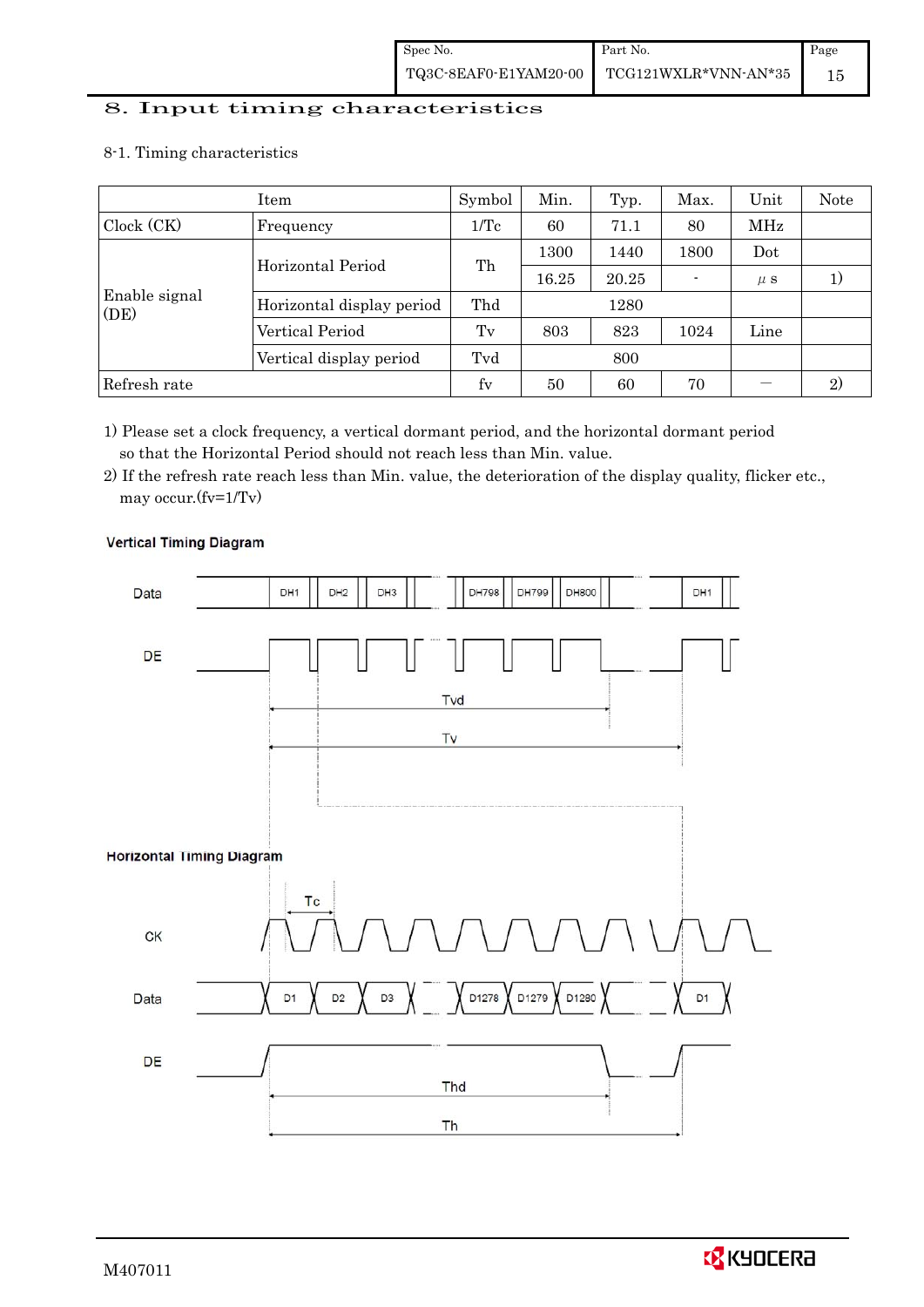# 8. Input timing characteristics

## 8-1. Timing characteristics

| Item | | Symbol | Min. | Typ. | Max. | Unit | Note |
|---|---|---|---|---|---|---|---|
| Clock (CK) | Frequency | 1/Tc | 60 | 71.1 | 80 | MHz | |
| Enable signal (DE) | Horizontal Period | Th | 1300 | 1440 | 1800 | Dot | |
| | | | 16.25 | 20.25 | - | μs | 1) |
| | Horizontal display period | Thd | | 1280 | | | |
| | Vertical Period | Tv | 803 | 823 | 1024 | Line | |
| | Vertical display period | Tvd | | 800 | | | |
| Refresh rate | | fv | 50 | 60 | 70 | — | 2) |

1) Please set a clock frequency, a vertical dormant period, and the horizontal dormant period so that the Horizontal Period should not reach less than Min. value.

2) If the refresh rate reach less than Min. value, the deterioration of the display quality, flicker etc., may occur.(fv=1/Tv)

**Vertical Timing Diagram**

Data: DH1, DH2, DH3, ..., DH798, DH799, DH800, ..., DH1

DE

Tvd

Tv

**Horizontal Timing Diagram**

Tc

CK

Data: D1, D2, D3, ..., D1278, D1279, D1280, ..., D1

DE

Thd

Th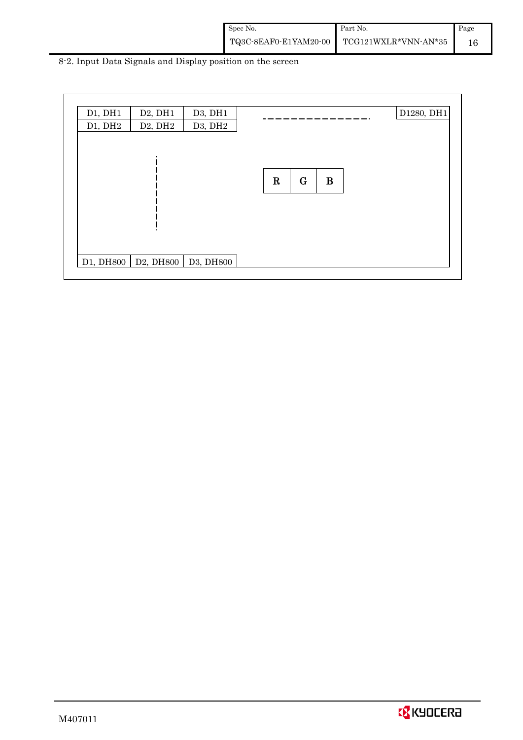8-2. Input Data Signals and Display position on the screen

| D1, DH1 | D2, DH1 | D3, DH1 | - - - - - - - - - - - - - - | D1280, DH1 |
|---|---|---|---|---|
| D1, DH2 | D2, DH2 | D3, DH2 | | |
| | ⋮ | | R G B | |
| D1, DH800 | D2, DH800 | D3, DH800 | | |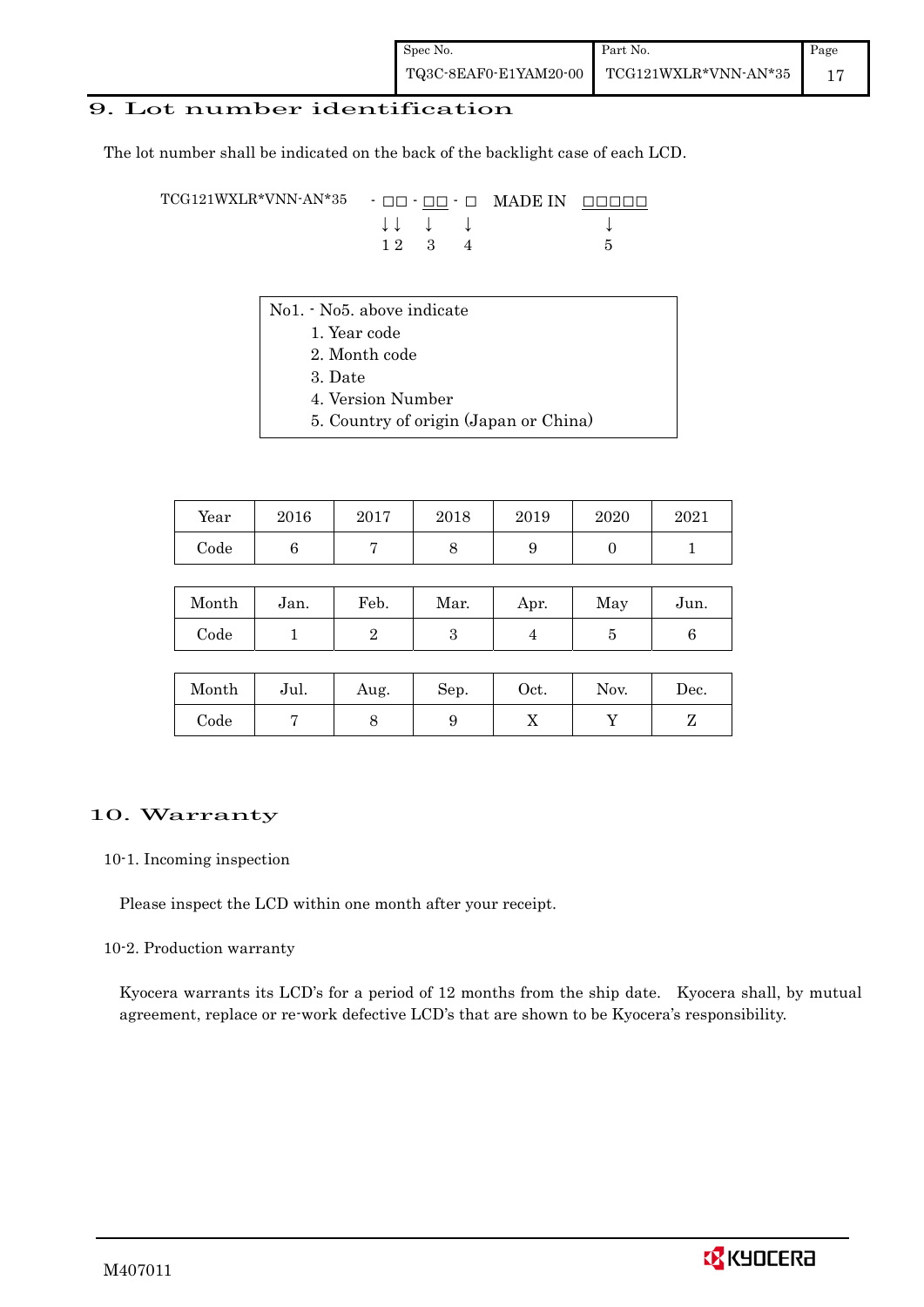## 9. Lot number identification

The lot number shall be indicated on the back of the backlight case of each LCD.

```
TCG121WXLR*VNN-AN*35   - □□ - □□ - □   MADE IN  □□□□□
                         ↓↓   ↓    ↓              ↓
                         1 2  3    4              5
```

No1. - No5. above indicate
1. Year code
2. Month code
3. Date
4. Version Number
5. Country of origin (Japan or China)

| Year | 2016 | 2017 | 2018 | 2019 | 2020 | 2021 |
|---|---|---|---|---|---|---|
| Code | 6 | 7 | 8 | 9 | 0 | 1 |

| Month | Jan. | Feb. | Mar. | Apr. | May | Jun. |
|---|---|---|---|---|---|---|
| Code | 1 | 2 | 3 | 4 | 5 | 6 |

| Month | Jul. | Aug. | Sep. | Oct. | Nov. | Dec. |
|---|---|---|---|---|---|---|
| Code | 7 | 8 | 9 | X | Y | Z |

## 10. Warranty

### 10-1. Incoming inspection

Please inspect the LCD within one month after your receipt.

### 10-2. Production warranty

Kyocera warrants its LCD's for a period of 12 months from the ship date. Kyocera shall, by mutual agreement, replace or re-work defective LCD's that are shown to be Kyocera's responsibility.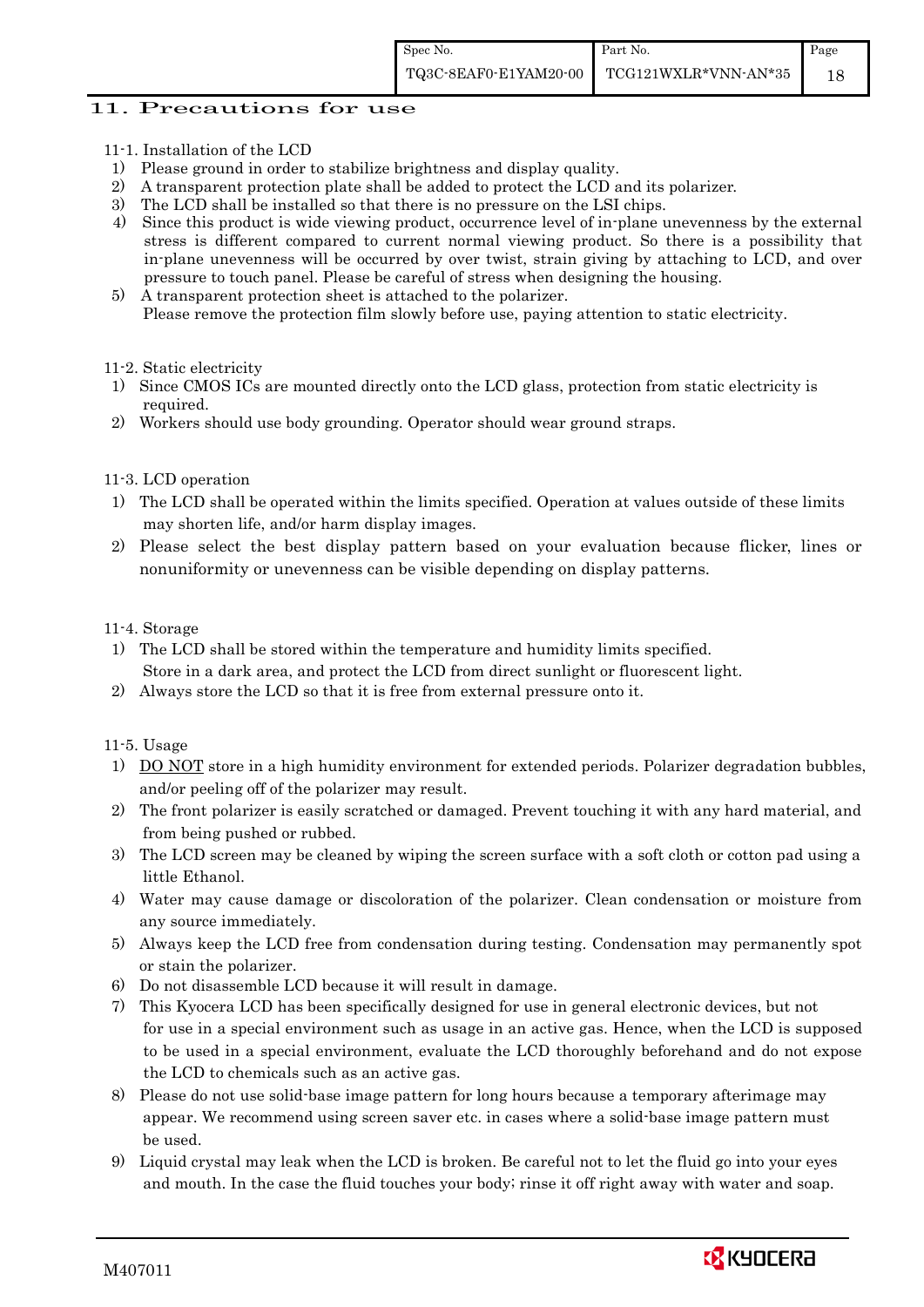## 11. Precautions for use

### 11-1. Installation of the LCD

1) Please ground in order to stabilize brightness and display quality.
2) A transparent protection plate shall be added to protect the LCD and its polarizer.
3) The LCD shall be installed so that there is no pressure on the LSI chips.
4) Since this product is wide viewing product, occurrence level of in-plane unevenness by the external stress is different compared to current normal viewing product. So there is a possibility that in-plane unevenness will be occurred by over twist, strain giving by attaching to LCD, and over pressure to touch panel. Please be careful of stress when designing the housing.
5) A transparent protection sheet is attached to the polarizer.
   Please remove the protection film slowly before use, paying attention to static electricity.

### 11-2. Static electricity

1) Since CMOS ICs are mounted directly onto the LCD glass, protection from static electricity is required.
2) Workers should use body grounding. Operator should wear ground straps.

### 11-3. LCD operation

1) The LCD shall be operated within the limits specified. Operation at values outside of these limits may shorten life, and/or harm display images.
2) Please select the best display pattern based on your evaluation because flicker, lines or nonuniformity or unevenness can be visible depending on display patterns.

### 11-4. Storage

1) The LCD shall be stored within the temperature and humidity limits specified.
   Store in a dark area, and protect the LCD from direct sunlight or fluorescent light.
2) Always store the LCD so that it is free from external pressure onto it.

### 11-5. Usage

1) DO NOT store in a high humidity environment for extended periods. Polarizer degradation bubbles, and/or peeling off of the polarizer may result.
2) The front polarizer is easily scratched or damaged. Prevent touching it with any hard material, and from being pushed or rubbed.
3) The LCD screen may be cleaned by wiping the screen surface with a soft cloth or cotton pad using a little Ethanol.
4) Water may cause damage or discoloration of the polarizer. Clean condensation or moisture from any source immediately.
5) Always keep the LCD free from condensation during testing. Condensation may permanently spot or stain the polarizer.
6) Do not disassemble LCD because it will result in damage.
7) This Kyocera LCD has been specifically designed for use in general electronic devices, but not for use in a special environment such as usage in an active gas. Hence, when the LCD is supposed to be used in a special environment, evaluate the LCD thoroughly beforehand and do not expose the LCD to chemicals such as an active gas.
8) Please do not use solid-base image pattern for long hours because a temporary afterimage may appear. We recommend using screen saver etc. in cases where a solid-base image pattern must be used.
9) Liquid crystal may leak when the LCD is broken. Be careful not to let the fluid go into your eyes and mouth. In the case the fluid touches your body; rinse it off right away with water and soap.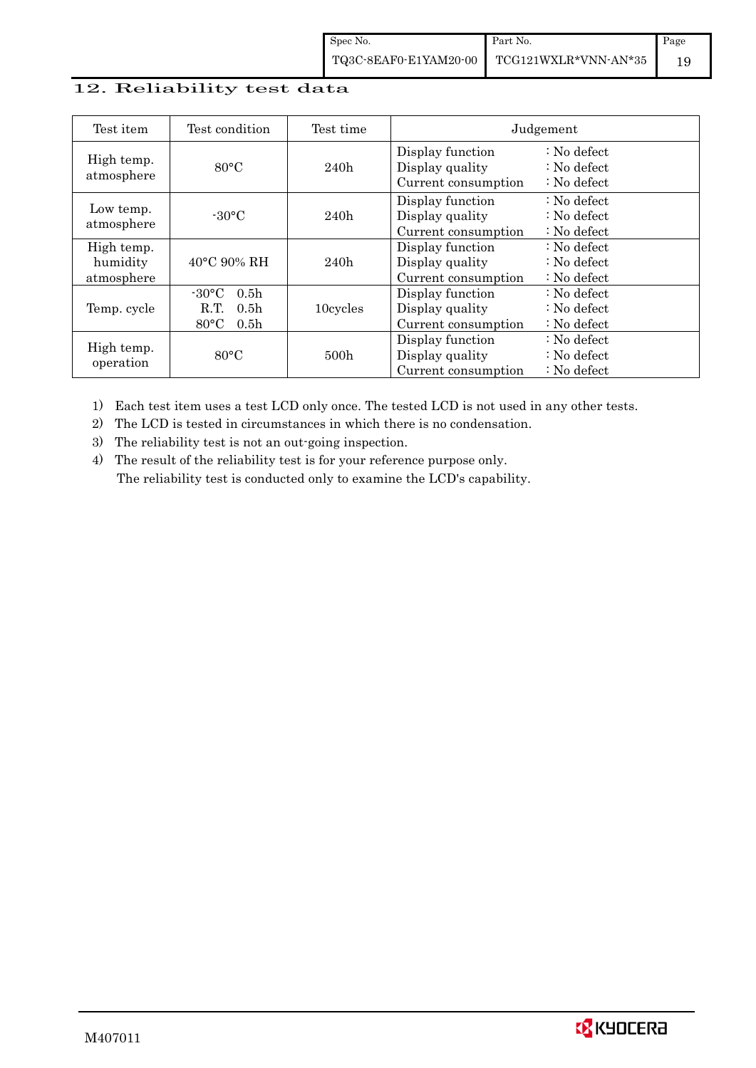## 12. Reliability test data

| Test item | Test condition | Test time | Judgement |
|---|---|---|---|
| High temp. atmosphere | 80°C | 240h | Display function : No defect<br>Display quality : No defect<br>Current consumption : No defect |
| Low temp. atmosphere | -30°C | 240h | Display function : No defect<br>Display quality : No defect<br>Current consumption : No defect |
| High temp. humidity atmosphere | 40°C 90% RH | 240h | Display function : No defect<br>Display quality : No defect<br>Current consumption : No defect |
| Temp. cycle | -30°C 0.5h<br>R.T. 0.5h<br>80°C 0.5h | 10cycles | Display function : No defect<br>Display quality : No defect<br>Current consumption : No defect |
| High temp. operation | 80°C | 500h | Display function : No defect<br>Display quality : No defect<br>Current consumption : No defect |

1) Each test item uses a test LCD only once. The tested LCD is not used in any other tests.
2) The LCD is tested in circumstances in which there is no condensation.
3) The reliability test is not an out-going inspection.
4) The result of the reliability test is for your reference purpose only.
   The reliability test is conducted only to examine the LCD's capability.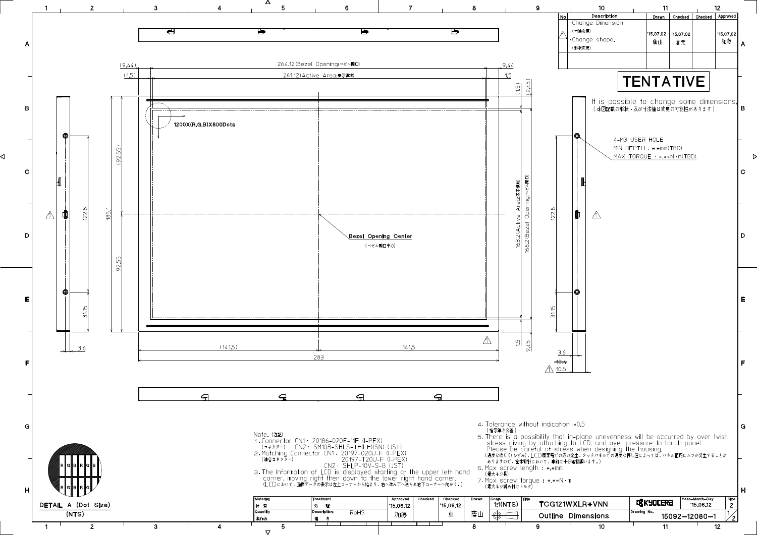| No | Description | Drawn | Checked | Checked | Approved |
|---|---|---|---|---|---|
| △ | ·Change Dimension. (寸法変更) ·Change shape. (形状変更) | '15,07,02 薩山 | '15,07,02 倉元 | | '15,07,02 加藤 |

# TENTATIVE

It is possible to change some dimensions.
(本図記載の形状・及び寸法値は変更の可能性があります)

264.12(Bezel Opening:ベゼル開口)

261.12(Active Area:表示領域)

1200X(R,G,B)X800Dots

Bezel Opening Center
(ベゼル開口中心)

163.2(Active Area:表示領域)

166.2(Bezel Opening:ベゼル開口)

4-M3 USER HOLE
MIN DEPTH : *.*mm(TBD)
MAX TORQUE : *.**N·m(TBD)

DETAIL A (Dot Size)
(NTS)

Note.(注記)

1. Connector CN1 : 20186-020E-11F (I-PEX)
   (コネクター) CN2 : SM10B-SHLS-TF(LF)(SN) (JST)
2. Matching Connector CN1 : 20197-020U-F (I-PEX)
   (適合コネクター) 20197-T20U-F (I-PEX)
   CN2 : SHLP-10V-S-B (JST)
3. The Information of LCD is displayed starting at the upper left hand corner, moving right then down to the lower right hand corner.
   (LCDにおいて、画像データの表示は左上コーナーから始まり、右へ進み下へ進み右下コーナーへ向かう。)
4. Tolerance without indication : ±0.5
   (指示無き公差)
5. There is a possibility that in-plane unevenness will be occurred by over twist, stress giving by attaching to LCD, and over pressure to touch panel.
   Please be careful of stress when designing the housing.
   (過度な捻り(ひずみ)、LCD固定時での応力発生、タッチパネルでの過度な押し圧によっては、パネル面内にムラが発生することがありますので、筐体設計において、事前に十分確認願います。)
6. Max screw length : *.*mm
   (最大ネジ長)
7. Max screw torque : *.**N·m
   (最大ネジ締め付けトルク)

| Material 材質 | Treatment 処理 | Approved | Checked | Checked | Drawn | Scale | Title | | Year-Month-Day | Size |
|---|---|---|---|---|---|---|---|---|---|---|
| | | '15,06,12 加藤 | | '15,06,12 車 | 薩山 | 1:1(NTS) | TCG121WXLR*VNN | KYOCERA | '15,06,12 | 2 |
| Quantity 製作数 | Description 備考 RoHS | | | | | | Outline Dimensions | Drawing No. 15092-12080-1 | | 1/2 |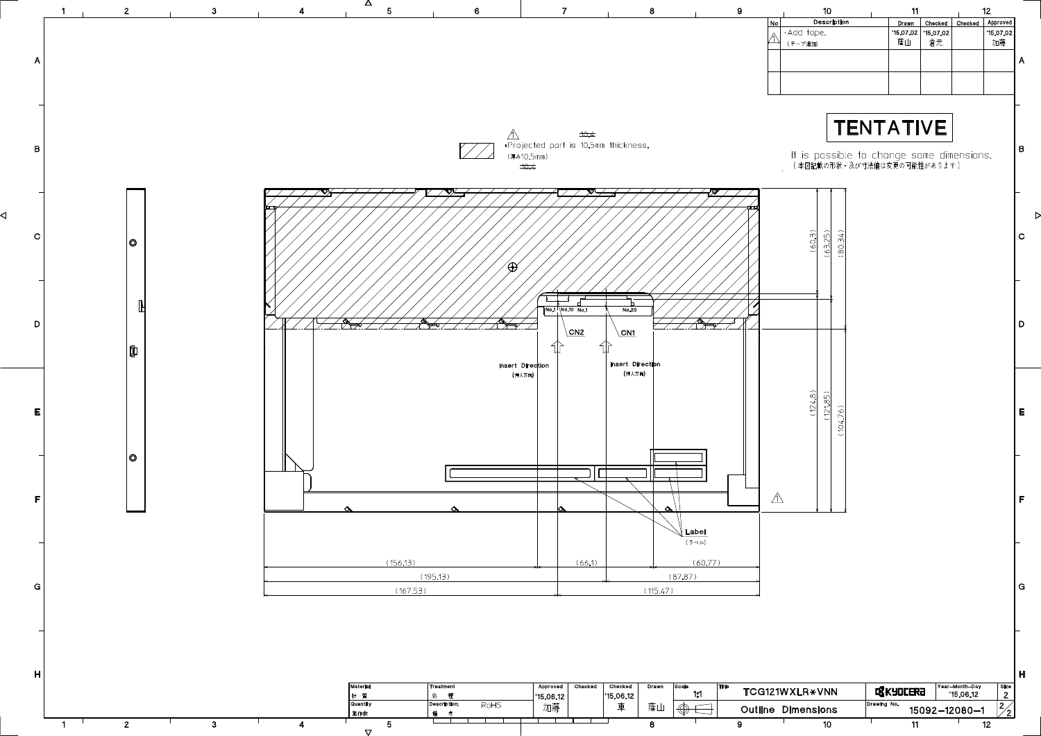| No | Description | Drawn | Checked | Checked | Approved |
|---|---|---|---|---|---|
| ⚠ | ・Add tape. (テープ追加) | '15.07.02 篠山 | '15.07.02 倉元 | | '15.07.02 加藤 |
| | | | | | |
| | | | | | |

**TENTATIVE**

It is possible to change some dimensions.
（本図記載の形状・及び寸法値は変更の可能性があります）

⚠ ・Projected part is 10.5mm thickness. (厚み10.5mm) ~~10.4~~

No.1 No.10 No.1 No.20

CN2 CN1

Insert Direction (挿入方向)

Insert Direction (挿入方向)

Label (ラベル)

(60.3) (63.25) (80.34)

(124.8) (121.85) (104.76)

(156.13) (66.1) (60.77)

(195.13) (87.87)

(167.53) (115.47)

| Material 材質 | Treatment 処理 | Approved | Checked | Checked | Drawn | Scale | Title | | Year-Month-Day | Size |
|---|---|---|---|---|---|---|---|---|---|---|
| Quantity 製作数 | Description; 備考 RoHS | '15.06.12 加藤 | | '15.06.12 車 | 篠山 | 1:1 | TCG121WXLR*VNN Outline Dimensions | KYOCERA | '15.06.12 | 2 |
| | | | | | | | | Drawing No. 15092-12080-1 | | 2/2 |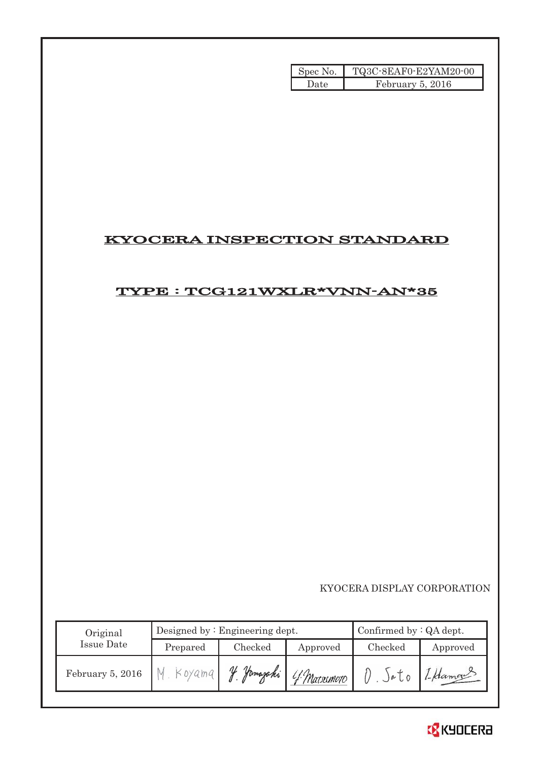| Spec No. | TQ3C-8EAF0-E2YAM20-00 |
|---|---|
| Date | February 5, 2016 |

# KYOCERA INSPECTION STANDARD

## TYPE : TCG121WXLR*VNN-AN*35

KYOCERA DISPLAY CORPORATION

| Original Issue Date | Designed by : Engineering dept. | | | Confirmed by : QA dept. | |
|---|---|---|---|---|---|
| | Prepared | Checked | Approved | Checked | Approved |
| February 5, 2016 | M. Koyama | Y. Yamazaki | Y. Matsumoto | O. Sato | I. Hamano |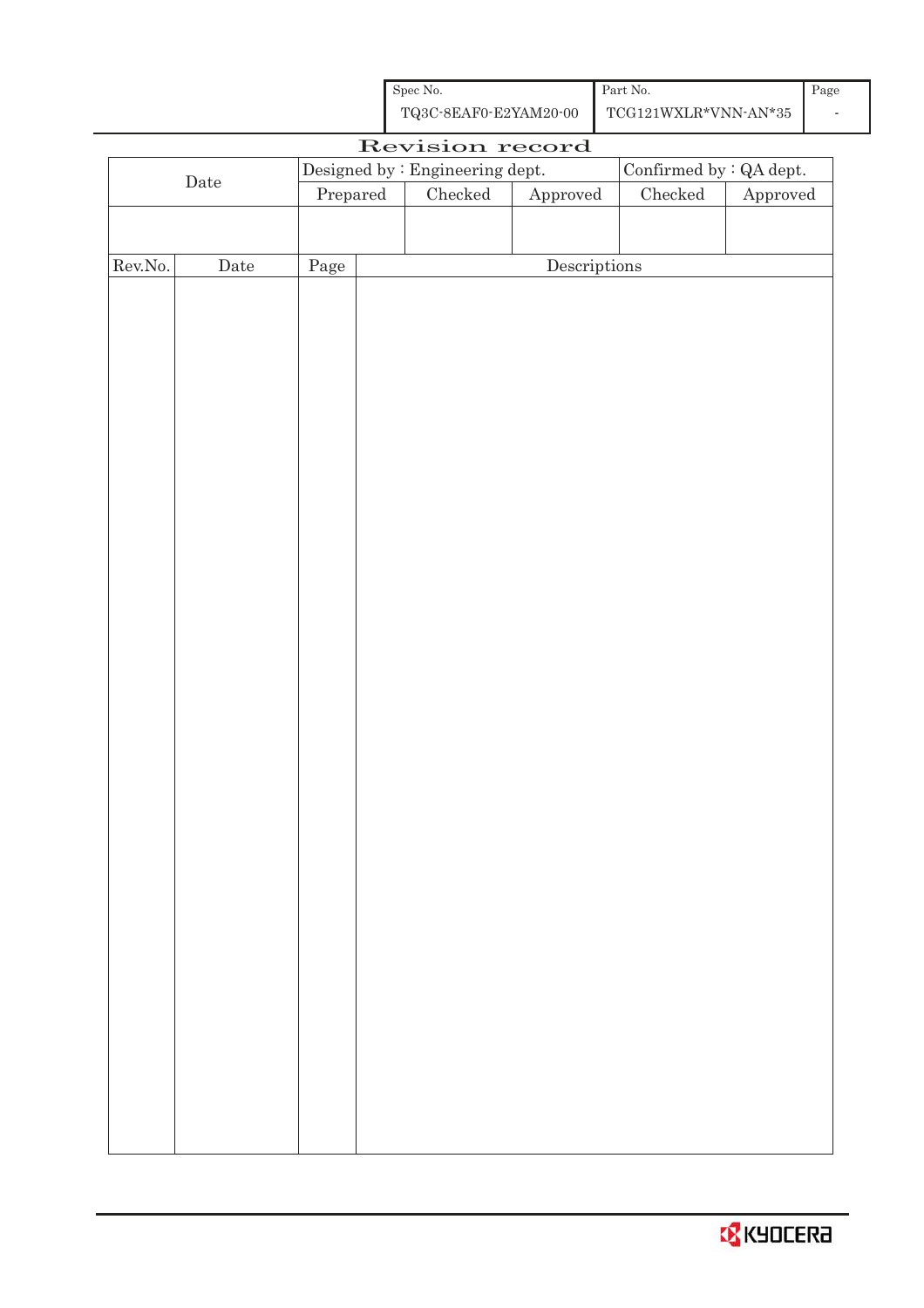| Spec No. | Part No. | Page |
| --- | --- | --- |
| TQ3C-8EAF0-E2YAM20-00 | TCG121WXLR*VNN-AN*35 | - |

# Revision record

| Date | Designed by : Engineering dept. | | | Confirmed by : QA dept. | |
| --- | --- | --- | --- | --- | --- |
| | Prepared | Checked | Approved | Checked | Approved |
| | | | | | |

| Rev.No. | Date | Page | Descriptions |
| --- | --- | --- | --- |
| | | | |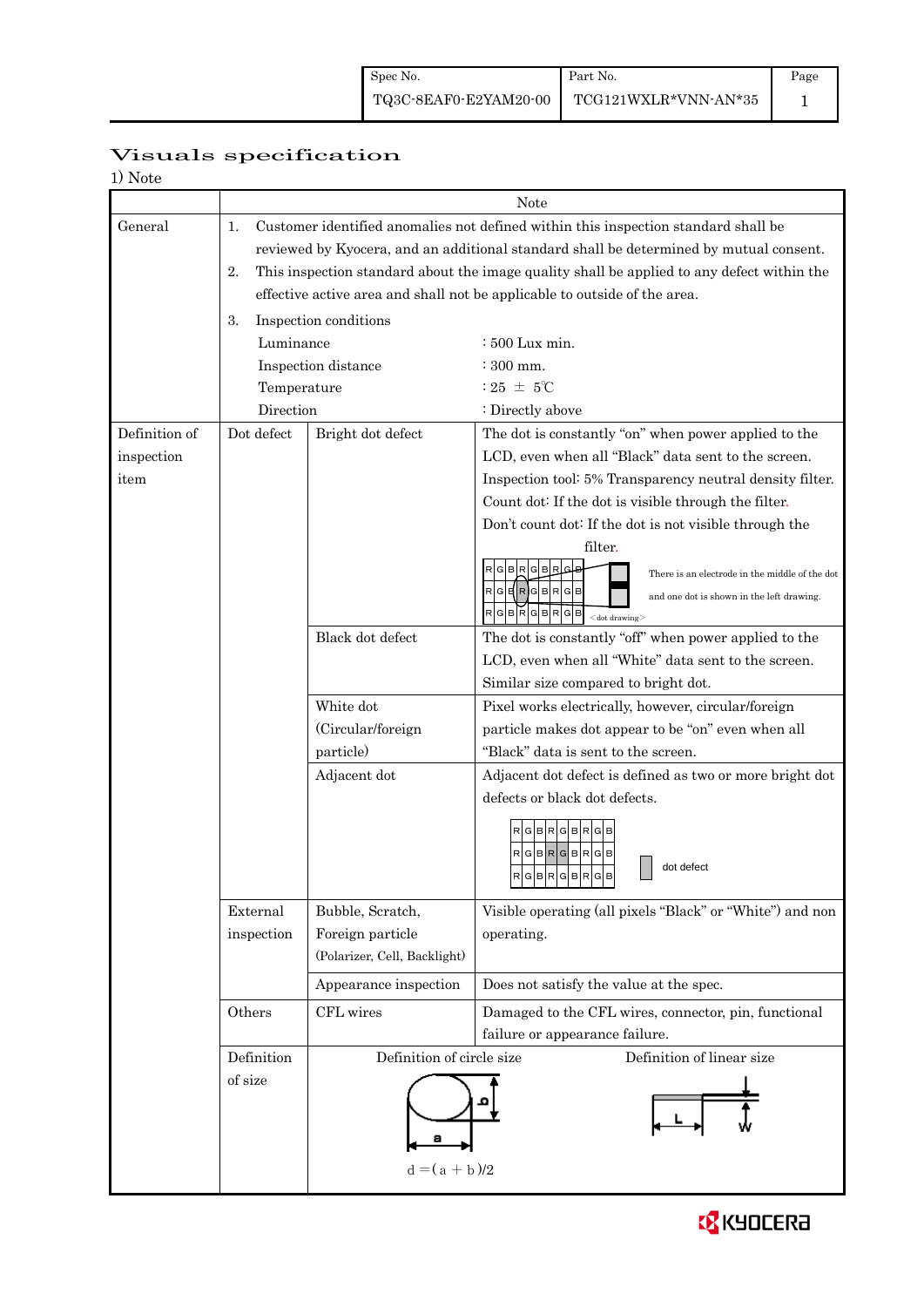# Visuals specification

1) Note

| | | | Note |
|---|---|---|---|
| General | 1. Customer identified anomalies not defined within this inspection standard shall be reviewed by Kyocera, and an additional standard shall be determined by mutual consent.<br>2. This inspection standard about the image quality shall be applied to any defect within the effective active area and shall not be applicable to outside of the area.<br>3. Inspection conditions<br>Luminance : 500 Lux min.<br>Inspection distance : 300 mm.<br>Temperature : 25 ± 5℃<br>Direction : Directly above | | |
| Definition of inspection item | Dot defect | Bright dot defect | The dot is constantly "on" when power applied to the LCD, even when all "Black" data sent to the screen.<br>Inspection tool: 5% Transparency neutral density filter.<br>Count dot: If the dot is visible through the filter.<br>Don't count dot: If the dot is not visible through the filter.<br>There is an electrode in the middle of the dot and one dot is shown in the left drawing.<br><dot drawing> |
| | | Black dot defect | The dot is constantly "off" when power applied to the LCD, even when all "White" data sent to the screen.<br>Similar size compared to bright dot. |
| | | White dot (Circular/foreign particle) | Pixel works electrically, however, circular/foreign particle makes dot appear to be "on" even when all "Black" data is sent to the screen. |
| | | Adjacent dot | Adjacent dot defect is defined as two or more bright dot defects or black dot defects.<br>dot defect |
| | External inspection | Bubble, Scratch, Foreign particle (Polarizer, Cell, Backlight) | Visible operating (all pixels "Black" or "White") and non operating. |
| | | Appearance inspection | Does not satisfy the value at the spec. |
| | Others | CFL wires | Damaged to the CFL wires, connector, pin, functional failure or appearance failure. |
| | Definition of size | Definition of circle size<br>$d = (a + b)/2$ | Definition of linear size |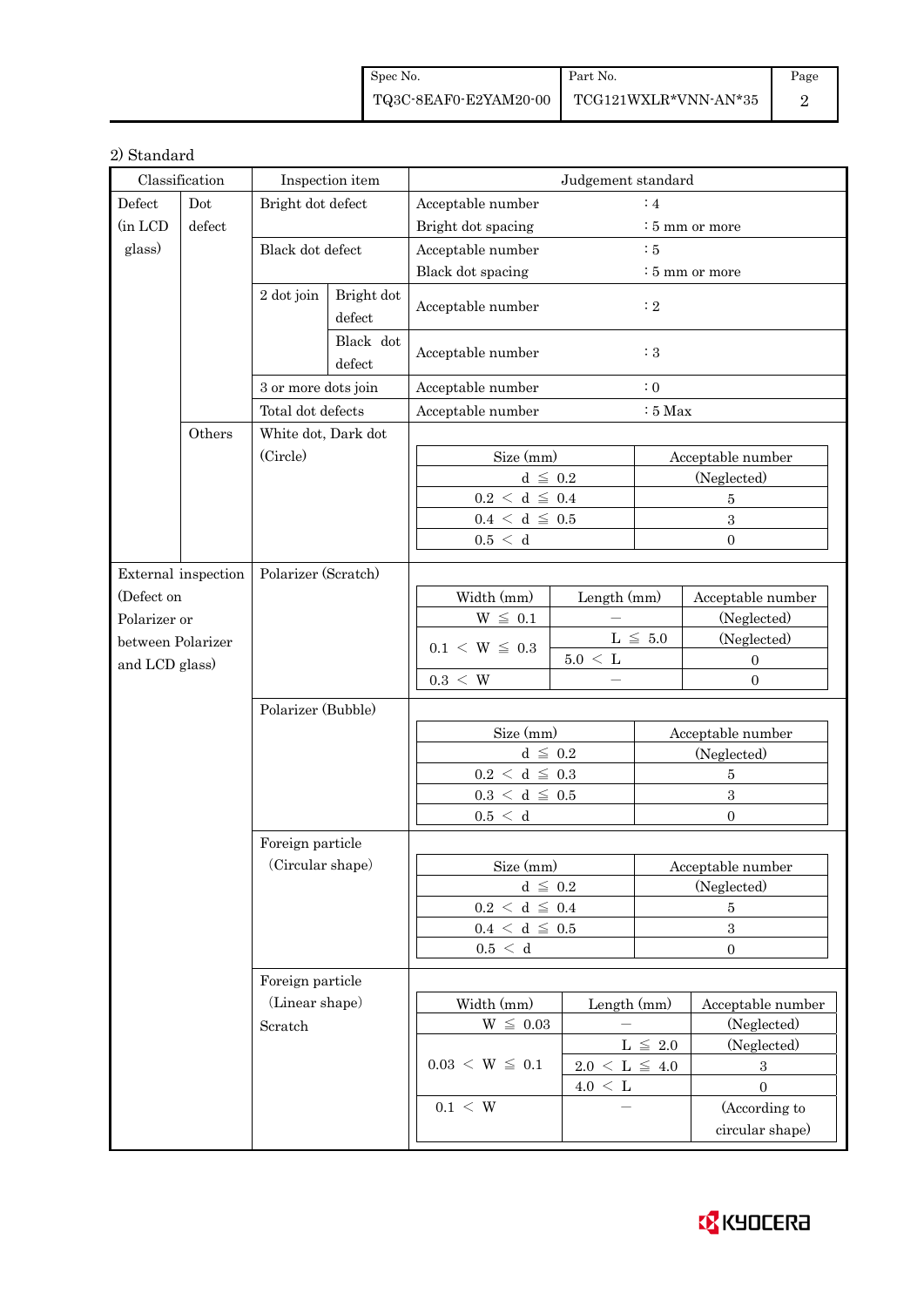2) Standard

| Classification | | Inspection item | | Judgement standard | |
|---|---|---|---|---|---|
| Defect (in LCD glass) | Dot defect | Bright dot defect | | Acceptable number<br>Bright dot spacing | : 4<br>: 5 mm or more |
| | | Black dot defect | | Acceptable number<br>Black dot spacing | : 5<br>: 5 mm or more |
| | | 2 dot join | Bright dot defect | Acceptable number | : 2 |
| | | | Black dot defect | Acceptable number | : 3 |
| | | 3 or more dots join | | Acceptable number | : 0 |
| | | Total dot defects | | Acceptable number | : 5 Max |
| | Others | White dot, Dark dot (Circle) | | See table below | |

White dot, Dark dot (Circle)

| Size (mm) | Acceptable number |
|---|---|
| $d \leqq 0.2$ | (Neglected) |
| $0.2 < d \leqq 0.4$ | 5 |
| $0.4 < d \leqq 0.5$ | 3 |
| $0.5 < d$ | 0 |

External inspection (Defect on Polarizer or between Polarizer and LCD glass)

Polarizer (Scratch)

| Width (mm) | Length (mm) | Acceptable number |
|---|---|---|
| $W \leqq 0.1$ | — | (Neglected) |
| $0.1 < W \leqq 0.3$ | $L \leqq 5.0$ | (Neglected) |
| | $5.0 < L$ | 0 |
| $0.3 < W$ | — | 0 |

Polarizer (Bubble)

| Size (mm) | Acceptable number |
|---|---|
| $d \leqq 0.2$ | (Neglected) |
| $0.2 < d \leqq 0.3$ | 5 |
| $0.3 < d \leqq 0.5$ | 3 |
| $0.5 < d$ | 0 |

Foreign particle (Circular shape)

| Size (mm) | Acceptable number |
|---|---|
| $d \leqq 0.2$ | (Neglected) |
| $0.2 < d \leqq 0.4$ | 5 |
| $0.4 < d \leqq 0.5$ | 3 |
| $0.5 < d$ | 0 |

Foreign particle (Linear shape) Scratch

| Width (mm) | Length (mm) | Acceptable number |
|---|---|---|
| $W \leqq 0.03$ | — | (Neglected) |
| $0.03 < W \leqq 0.1$ | $L \leqq 2.0$ | (Neglected) |
| | $2.0 < L \leqq 4.0$ | 3 |
| | $4.0 < L$ | 0 |
| $0.1 < W$ | — | (According to circular shape) |